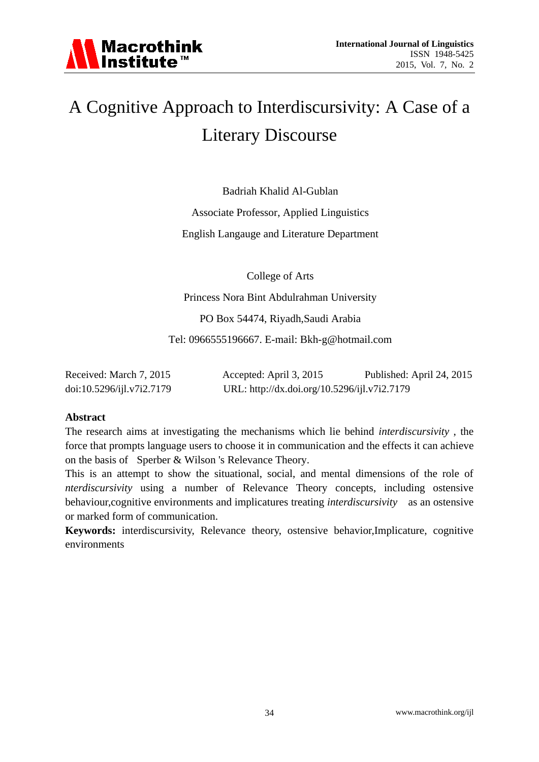# A Cognitive Approach to Interdiscursivity: A Case of a Literary Discourse

Badriah Khalid Al-Gublan

Associate Professor, Applied Linguistics

English Langauge and Literature Department

College of Arts

Princess Nora Bint Abdulrahman University

PO Box 54474, Riyadh,Saudi Arabia

Tel: 0966555196667. E-mail: Bkh-g@hotmail.com

Received: March 7, 2015 Accepted: April 3, 2015 Published: April 24, 2015

doi:10.5296/ijl.v7i2.7179 URL: http://dx.doi.org/10.5296/ijl.v7i2.7179

## Abstract

The research aims at investigating the mechanisms which lie behind *interdiscursivity* , the force that prompts language users to choose it in communication and the effects it can achieve on the basis of Sperber & Wilson 's Relevance Theory.

This is an attempt to show the situational, social, and mental dimensions of the role of *nterdiscursivity* using a number of Relevance Theory concepts, including ostensive behaviour,cognitive environments and implicatures treating *interdiscursivity* as an ostensive or marked form of communication.

**Keywords:** interdiscursivity, Relevance theory, ostensive behavior,Implicature, cognitive environments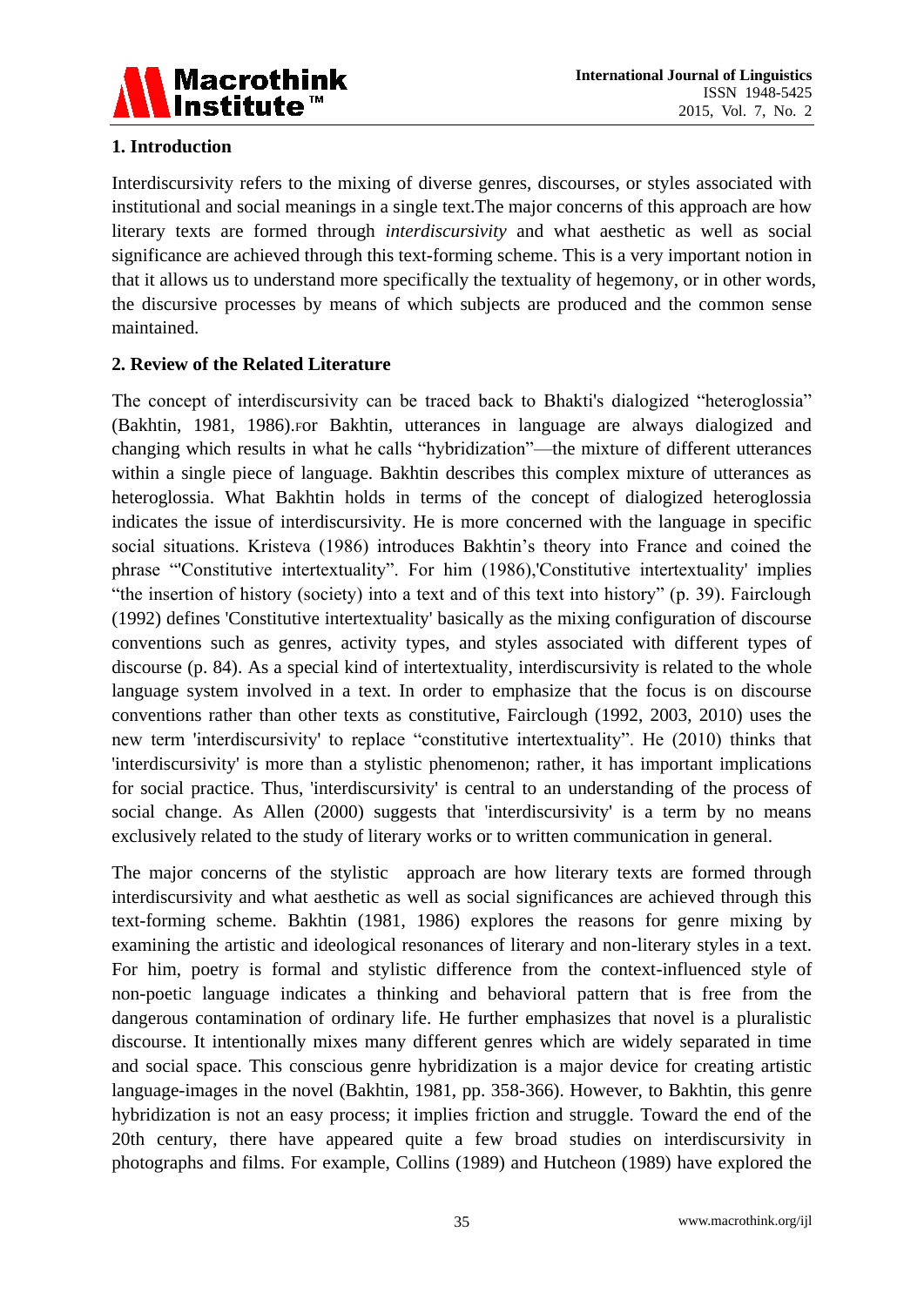## 1. Introduction

Interdiscursivity refers to the mixing of diverse genres, discourses, or styles associated with institutional and social meanings in a single text.The major concerns of this approach are how literary texts are formed through *interdiscursivity* and what aesthetic as well as social significance are achieved through this text-forming scheme. This is a very important notion in that it allows us to understand more specifically the textuality of hegemony, or in other words, the discursive processes by means of which subjects are produced and the common sense maintained.

## 2. Review of the Related Literature

The concept of interdiscursivity can be traced back to Bhakti's dialogized "heteroglossia" (Bakhtin, 1981, 1986).For Bakhtin, utterances in language are always dialogized and changing which results in what he calls "hybridization"—the mixture of different utterances within a single piece of language. Bakhtin describes this complex mixture of utterances as heteroglossia. What Bakhtin holds in terms of the concept of dialogized heteroglossia indicates the issue of interdiscursivity. He is more concerned with the language in specific social situations. Kristeva (1986) introduces Bakhtin's theory into France and coined the phrase "'Constitutive intertextuality". For him (1986),'Constitutive intertextuality' implies "the insertion of history (society) into a text and of this text into history" (p. 39). Fairclough (1992) defines 'Constitutive intertextuality' basically as the mixing configuration of discourse conventions such as genres, activity types, and styles associated with different types of discourse (p. 84). As a special kind of intertextuality, interdiscursivity is related to the whole language system involved in a text. In order to emphasize that the focus is on discourse conventions rather than other texts as constitutive, Fairclough (1992, 2003, 2010) uses the new term 'interdiscursivity' to replace "constitutive intertextuality". He (2010) thinks that 'interdiscursivity' is more than a stylistic phenomenon; rather, it has important implications for social practice. Thus, 'interdiscursivity' is central to an understanding of the process of social change. As Allen (2000) suggests that 'interdiscursivity' is a term by no means exclusively related to the study of literary works or to written communication in general.

The major concerns of the stylistic approach are how literary texts are formed through interdiscursivity and what aesthetic as well as social significances are achieved through this text-forming scheme. Bakhtin (1981, 1986) explores the reasons for genre mixing by examining the artistic and ideological resonances of literary and non-literary styles in a text. For him, poetry is formal and stylistic difference from the context-influenced style of non-poetic language indicates a thinking and behavioral pattern that is free from the dangerous contamination of ordinary life. He further emphasizes that novel is a pluralistic discourse. It intentionally mixes many different genres which are widely separated in time and social space. This conscious genre hybridization is a major device for creating artistic language-images in the novel (Bakhtin, 1981, pp. 358-366). However, to Bakhtin, this genre hybridization is not an easy process; it implies friction and struggle. Toward the end of the 20th century, there have appeared quite a few broad studies on interdiscursivity in photographs and films. For example, Collins (1989) and Hutcheon (1989) have explored the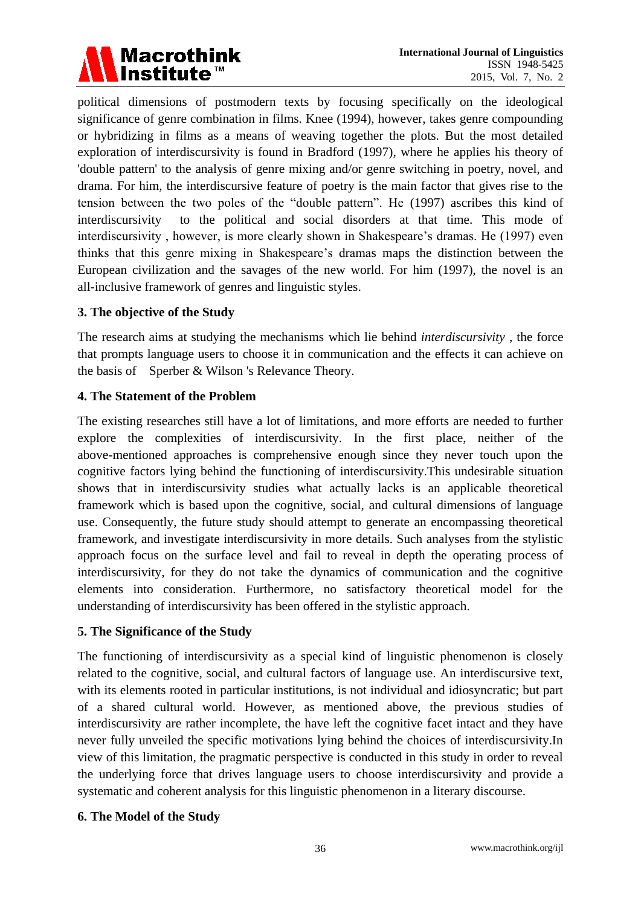political dimensions of postmodern texts by focusing specifically on the ideological significance of genre combination in films. Knee (1994), however, takes genre compounding or hybridizing in films as a means of weaving together the plots. But the most detailed exploration of interdiscursivity is found in Bradford (1997), where he applies his theory of 'double pattern' to the analysis of genre mixing and/or genre switching in poetry, novel, and drama. For him, the interdiscursive feature of poetry is the main factor that gives rise to the tension between the two poles of the "double pattern". He (1997) ascribes this kind of interdiscursivity to the political and social disorders at that time. This mode of interdiscursivity , however, is more clearly shown in Shakespeare's dramas. He (1997) even thinks that this genre mixing in Shakespeare's dramas maps the distinction between the European civilization and the savages of the new world. For him (1997), the novel is an all-inclusive framework of genres and linguistic styles.

## 3. The objective of the Study

The research aims at studying the mechanisms which lie behind *interdiscursivity* , the force that prompts language users to choose it in communication and the effects it can achieve on the basis of Sperber & Wilson 's Relevance Theory.

## 4. The Statement of the Problem

The existing researches still have a lot of limitations, and more efforts are needed to further explore the complexities of interdiscursivity. In the first place, neither of the above-mentioned approaches is comprehensive enough since they never touch upon the cognitive factors lying behind the functioning of interdiscursivity.This undesirable situation shows that in interdiscursivity studies what actually lacks is an applicable theoretical framework which is based upon the cognitive, social, and cultural dimensions of language use. Consequently, the future study should attempt to generate an encompassing theoretical framework, and investigate interdiscursivity in more details. Such analyses from the stylistic approach focus on the surface level and fail to reveal in depth the operating process of interdiscursivity, for they do not take the dynamics of communication and the cognitive elements into consideration. Furthermore, no satisfactory theoretical model for the understanding of interdiscursivity has been offered in the stylistic approach.

## 5. The Significance of the Study

The functioning of interdiscursivity as a special kind of linguistic phenomenon is closely related to the cognitive, social, and cultural factors of language use. An interdiscursive text, with its elements rooted in particular institutions, is not individual and idiosyncratic; but part of a shared cultural world. However, as mentioned above, the previous studies of interdiscursivity are rather incomplete, the have left the cognitive facet intact and they have never fully unveiled the specific motivations lying behind the choices of interdiscursivity.In view of this limitation, the pragmatic perspective is conducted in this study in order to reveal the underlying force that drives language users to choose interdiscursivity and provide a systematic and coherent analysis for this linguistic phenomenon in a literary discourse.

## 6. The Model of the Study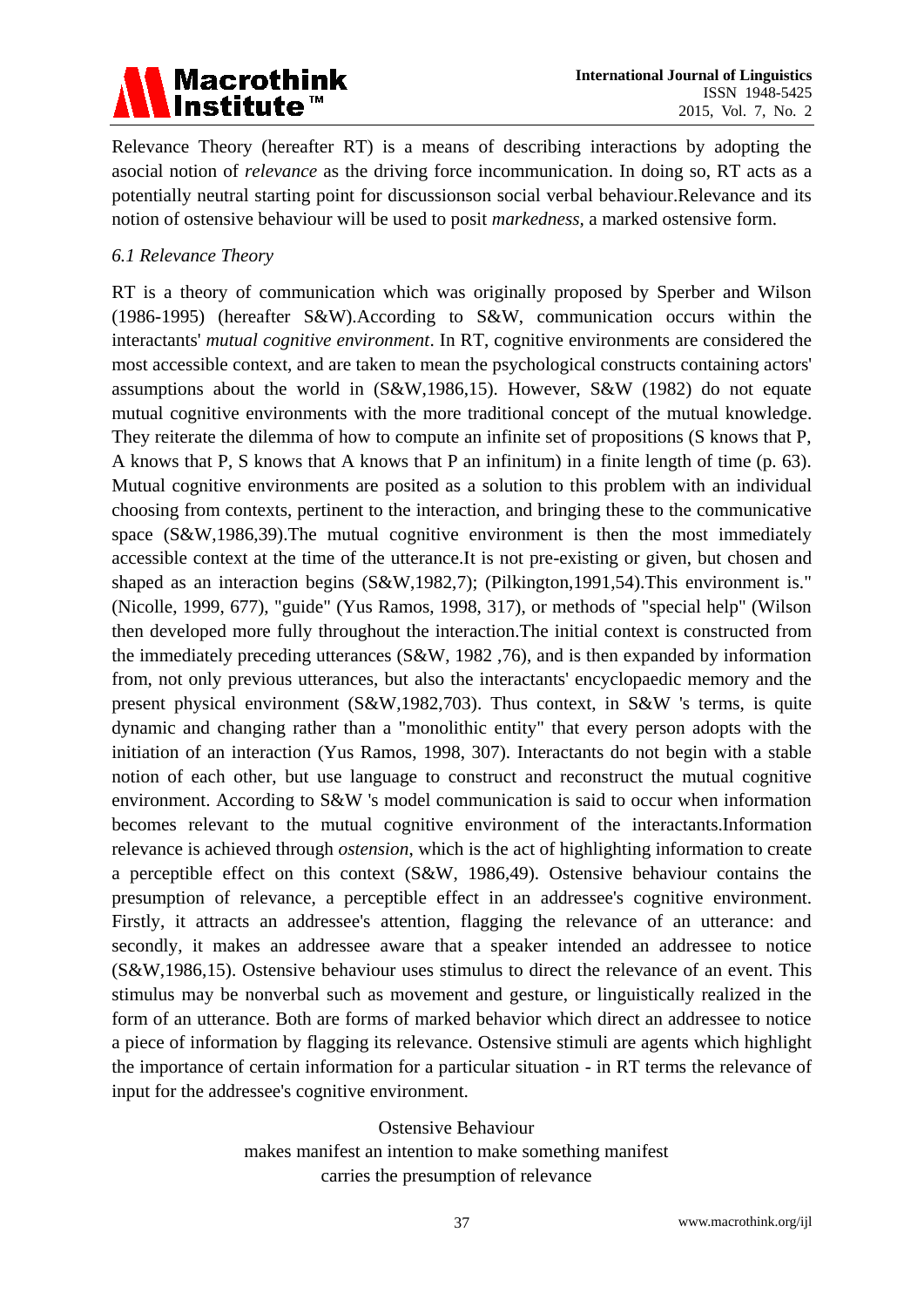Relevance Theory (hereafter RT) is a means of describing interactions by adopting the asocial notion of *relevance* as the driving force incommunication. In doing so, RT acts as a potentially neutral starting point for discussionson social verbal behaviour.Relevance and its notion of ostensive behaviour will be used to posit *markedness*, a marked ostensive form.

### *6.1 Relevance Theory*

RT is a theory of communication which was originally proposed by Sperber and Wilson (1986-1995) (hereafter S&W).According to S&W, communication occurs within the interactants' *mutual cognitive environment*. In RT, cognitive environments are considered the most accessible context, and are taken to mean the psychological constructs containing actors' assumptions about the world in (S&W,1986,15). However, S&W (1982) do not equate mutual cognitive environments with the more traditional concept of the mutual knowledge. They reiterate the dilemma of how to compute an infinite set of propositions (S knows that P, A knows that P, S knows that A knows that P an infinitum) in a finite length of time (p. 63). Mutual cognitive environments are posited as a solution to this problem with an individual choosing from contexts, pertinent to the interaction, and bringing these to the communicative space (S&W,1986,39).The mutual cognitive environment is then the most immediately accessible context at the time of the utterance.It is not pre-existing or given, but chosen and shaped as an interaction begins (S&W,1982,7); (Pilkington,1991,54).This environment is." (Nicolle, 1999, 677), "guide" (Yus Ramos, 1998, 317), or methods of "special help" (Wilson then developed more fully throughout the interaction.The initial context is constructed from the immediately preceding utterances (S&W, 1982 ,76), and is then expanded by information from, not only previous utterances, but also the interactants' encyclopaedic memory and the present physical environment (S&W,1982,703). Thus context, in S&W 's terms, is quite dynamic and changing rather than a "monolithic entity" that every person adopts with the initiation of an interaction (Yus Ramos, 1998, 307). Interactants do not begin with a stable notion of each other, but use language to construct and reconstruct the mutual cognitive environment. According to S&W 's model communication is said to occur when information becomes relevant to the mutual cognitive environment of the interactants.Information relevance is achieved through *ostension*, which is the act of highlighting information to create a perceptible effect on this context (S&W, 1986,49). Ostensive behaviour contains the presumption of relevance, a perceptible effect in an addressee's cognitive environment. Firstly, it attracts an addressee's attention, flagging the relevance of an utterance: and secondly, it makes an addressee aware that a speaker intended an addressee to notice (S&W,1986,15). Ostensive behaviour uses stimulus to direct the relevance of an event. This stimulus may be nonverbal such as movement and gesture, or linguistically realized in the form of an utterance. Both are forms of marked behavior which direct an addressee to notice a piece of information by flagging its relevance. Ostensive stimuli are agents which highlight the importance of certain information for a particular situation - in RT terms the relevance of input for the addressee's cognitive environment.

Ostensive Behaviour
makes manifest an intention to make something manifest
carries the presumption of relevance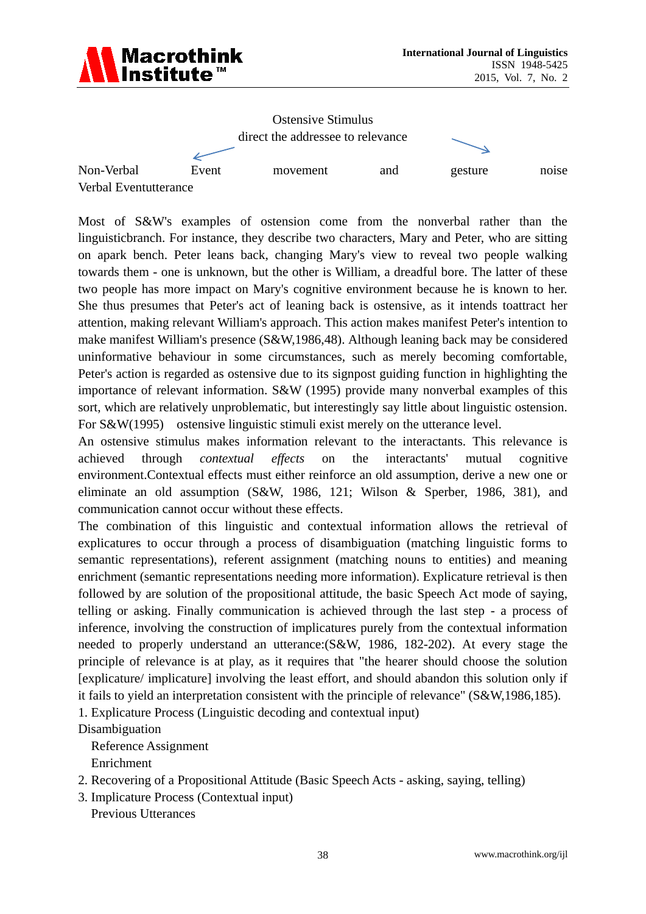Ostensive Stimulus

direct the addressee to relevance

Non-Verbal Event movement and gesture noise

Verbal Eventutterance

Most of S&W's examples of ostension come from the nonverbal rather than the linguisticbranch. For instance, they describe two characters, Mary and Peter, who are sitting on apark bench. Peter leans back, changing Mary's view to reveal two people walking towards them - one is unknown, but the other is William, a dreadful bore. The latter of these two people has more impact on Mary's cognitive environment because he is known to her. She thus presumes that Peter's act of leaning back is ostensive, as it intends toattract her attention, making relevant William's approach. This action makes manifest Peter's intention to make manifest William's presence (S&W,1986,48). Although leaning back may be considered uninformative behaviour in some circumstances, such as merely becoming comfortable, Peter's action is regarded as ostensive due to its signpost guiding function in highlighting the importance of relevant information. S&W (1995) provide many nonverbal examples of this sort, which are relatively unproblematic, but interestingly say little about linguistic ostension. For S&W(1995) ostensive linguistic stimuli exist merely on the utterance level.

An ostensive stimulus makes information relevant to the interactants. This relevance is achieved through *contextual effects* on the interactants' mutual cognitive environment.Contextual effects must either reinforce an old assumption, derive a new one or eliminate an old assumption (S&W, 1986, 121; Wilson & Sperber, 1986, 381), and communication cannot occur without these effects.

The combination of this linguistic and contextual information allows the retrieval of explicatures to occur through a process of disambiguation (matching linguistic forms to semantic representations), referent assignment (matching nouns to entities) and meaning enrichment (semantic representations needing more information). Explicature retrieval is then followed by are solution of the propositional attitude, the basic Speech Act mode of saying, telling or asking. Finally communication is achieved through the last step - a process of inference, involving the construction of implicatures purely from the contextual information needed to properly understand an utterance:(S&W, 1986, 182-202). At every stage the principle of relevance is at play, as it requires that "the hearer should choose the solution [explicature/ implicature] involving the least effort, and should abandon this solution only if it fails to yield an interpretation consistent with the principle of relevance" (S&W,1986,185).

1. Explicature Process (Linguistic decoding and contextual input)

Disambiguation

   Reference Assignment

   Enrichment

2. Recovering of a Propositional Attitude (Basic Speech Acts - asking, saying, telling)

3. Implicature Process (Contextual input)

   Previous Utterances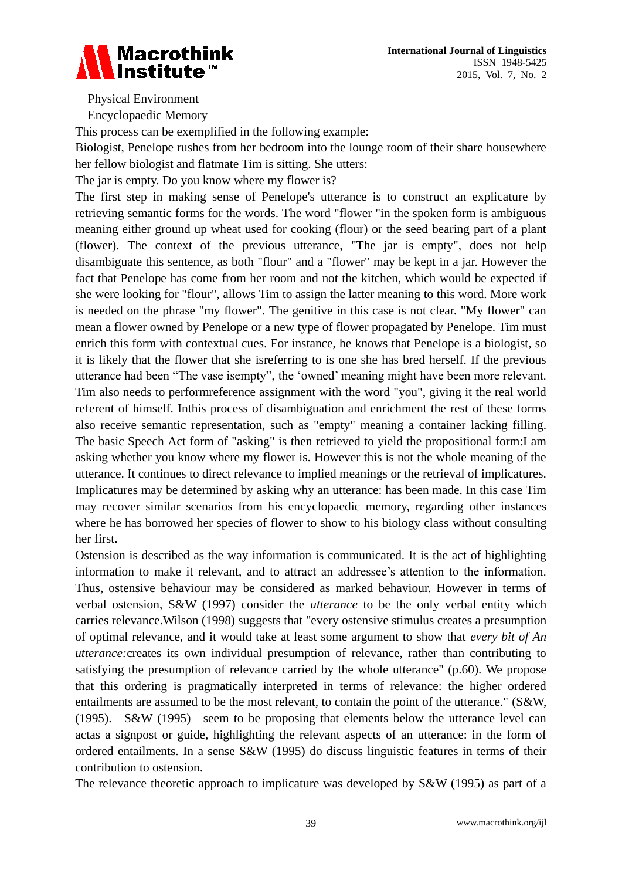Physical Environment

Encyclopaedic Memory

This process can be exemplified in the following example:

Biologist, Penelope rushes from her bedroom into the lounge room of their share housewhere her fellow biologist and flatmate Tim is sitting. She utters:

The jar is empty. Do you know where my flower is?

The first step in making sense of Penelope's utterance is to construct an explicature by retrieving semantic forms for the words. The word "flower "in the spoken form is ambiguous meaning either ground up wheat used for cooking (flour) or the seed bearing part of a plant (flower). The context of the previous utterance, "The jar is empty", does not help disambiguate this sentence, as both "flour" and a "flower" may be kept in a jar. However the fact that Penelope has come from her room and not the kitchen, which would be expected if she were looking for "flour", allows Tim to assign the latter meaning to this word. More work is needed on the phrase "my flower". The genitive in this case is not clear. "My flower" can mean a flower owned by Penelope or a new type of flower propagated by Penelope. Tim must enrich this form with contextual cues. For instance, he knows that Penelope is a biologist, so it is likely that the flower that she isreferring to is one she has bred herself. If the previous utterance had been "The vase isempty", the 'owned' meaning might have been more relevant. Tim also needs to performreference assignment with the word "you", giving it the real world referent of himself. Inthis process of disambiguation and enrichment the rest of these forms also receive semantic representation, such as "empty" meaning a container lacking filling. The basic Speech Act form of "asking" is then retrieved to yield the propositional form:I am asking whether you know where my flower is. However this is not the whole meaning of the utterance. It continues to direct relevance to implied meanings or the retrieval of implicatures. Implicatures may be determined by asking why an utterance: has been made. In this case Tim may recover similar scenarios from his encyclopaedic memory, regarding other instances where he has borrowed her species of flower to show to his biology class without consulting her first.

Ostension is described as the way information is communicated. It is the act of highlighting information to make it relevant, and to attract an addressee's attention to the information. Thus, ostensive behaviour may be considered as marked behaviour. However in terms of verbal ostension, S&W (1997) consider the *utterance* to be the only verbal entity which carries relevance.Wilson (1998) suggests that "every ostensive stimulus creates a presumption of optimal relevance, and it would take at least some argument to show that *every bit of An utterance:*creates its own individual presumption of relevance, rather than contributing to satisfying the presumption of relevance carried by the whole utterance" (p.60). We propose that this ordering is pragmatically interpreted in terms of relevance: the higher ordered entailments are assumed to be the most relevant, to contain the point of the utterance." (S&W, (1995). S&W (1995) seem to be proposing that elements below the utterance level can actas a signpost or guide, highlighting the relevant aspects of an utterance: in the form of ordered entailments. In a sense S&W (1995) do discuss linguistic features in terms of their contribution to ostension.

The relevance theoretic approach to implicature was developed by S&W (1995) as part of a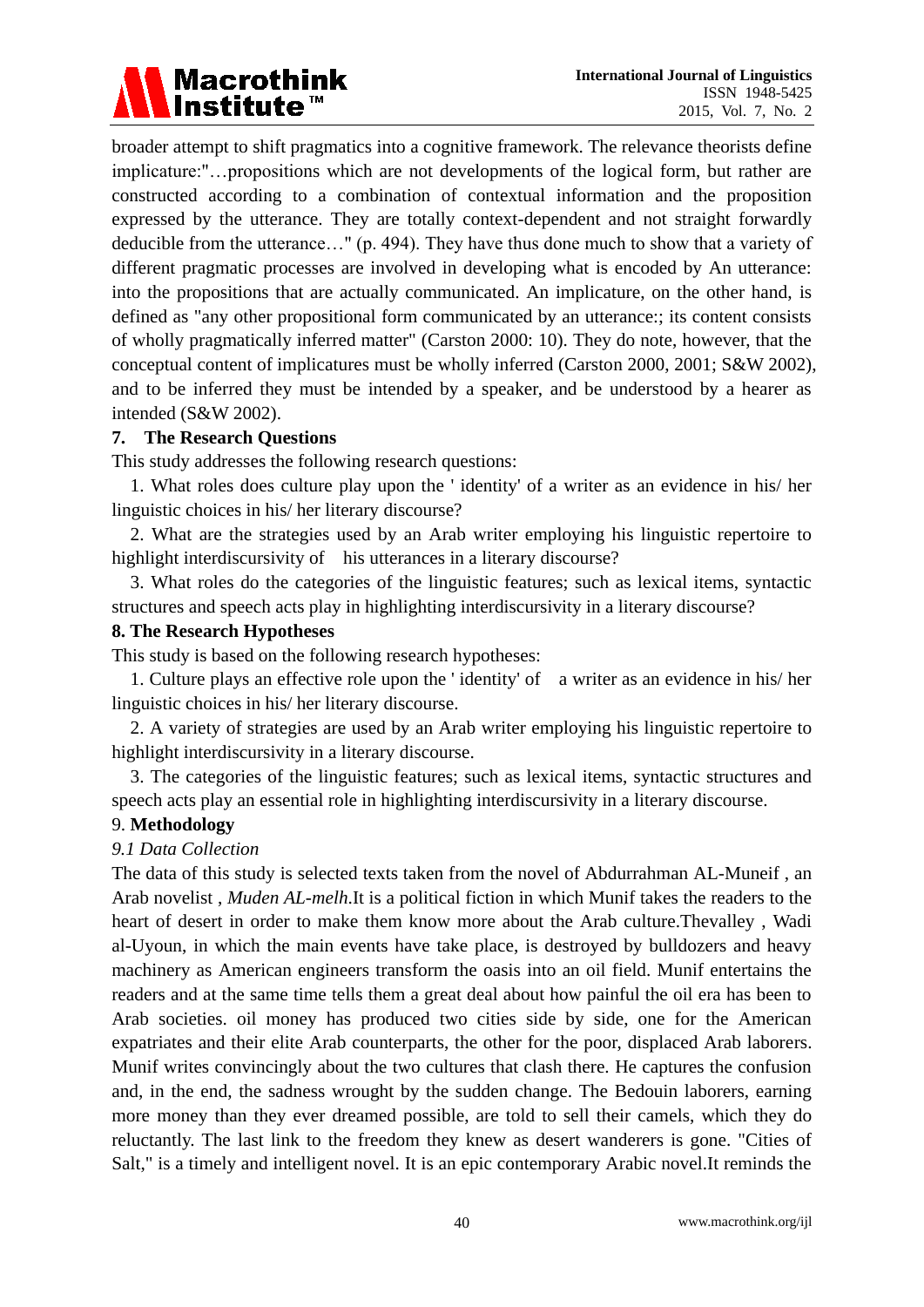broader attempt to shift pragmatics into a cognitive framework. The relevance theorists define implicature:"…propositions which are not developments of the logical form, but rather are constructed according to a combination of contextual information and the proposition expressed by the utterance. They are totally context-dependent and not straight forwardly deducible from the utterance…" (p. 494). They have thus done much to show that a variety of different pragmatic processes are involved in developing what is encoded by An utterance: into the propositions that are actually communicated. An implicature, on the other hand, is defined as "any other propositional form communicated by an utterance:; its content consists of wholly pragmatically inferred matter" (Carston 2000: 10). They do note, however, that the conceptual content of implicatures must be wholly inferred (Carston 2000, 2001; S&W 2002), and to be inferred they must be intended by a speaker, and be understood by a hearer as intended (S&W 2002).

## 7. The Research Questions

This study addresses the following research questions:

1. What roles does culture play upon the ' identity' of a writer as an evidence in his/ her linguistic choices in his/ her literary discourse?

2. What are the strategies used by an Arab writer employing his linguistic repertoire to highlight interdiscursivity of his utterances in a literary discourse?

3. What roles do the categories of the linguistic features; such as lexical items, syntactic structures and speech acts play in highlighting interdiscursivity in a literary discourse?

## 8. The Research Hypotheses

This study is based on the following research hypotheses:

1. Culture plays an effective role upon the ' identity' of a writer as an evidence in his/ her linguistic choices in his/ her literary discourse.

2. A variety of strategies are used by an Arab writer employing his linguistic repertoire to highlight interdiscursivity in a literary discourse.

3. The categories of the linguistic features; such as lexical items, syntactic structures and speech acts play an essential role in highlighting interdiscursivity in a literary discourse.

## 9. Methodology

### *9.1 Data Collection*

The data of this study is selected texts taken from the novel of Abdurrahman AL-Muneif , an Arab novelist , *Muden AL-melh*.It is a political fiction in which Munif takes the readers to the heart of desert in order to make them know more about the Arab culture.Thevalley , Wadi al-Uyoun, in which the main events have take place, is destroyed by bulldozers and heavy machinery as American engineers transform the oasis into an oil field. Munif entertains the readers and at the same time tells them a great deal about how painful the oil era has been to Arab societies. oil money has produced two cities side by side, one for the American expatriates and their elite Arab counterparts, the other for the poor, displaced Arab laborers. Munif writes convincingly about the two cultures that clash there. He captures the confusion and, in the end, the sadness wrought by the sudden change. The Bedouin laborers, earning more money than they ever dreamed possible, are told to sell their camels, which they do reluctantly. The last link to the freedom they knew as desert wanderers is gone. "Cities of Salt," is a timely and intelligent novel. It is an epic contemporary Arabic novel.It reminds the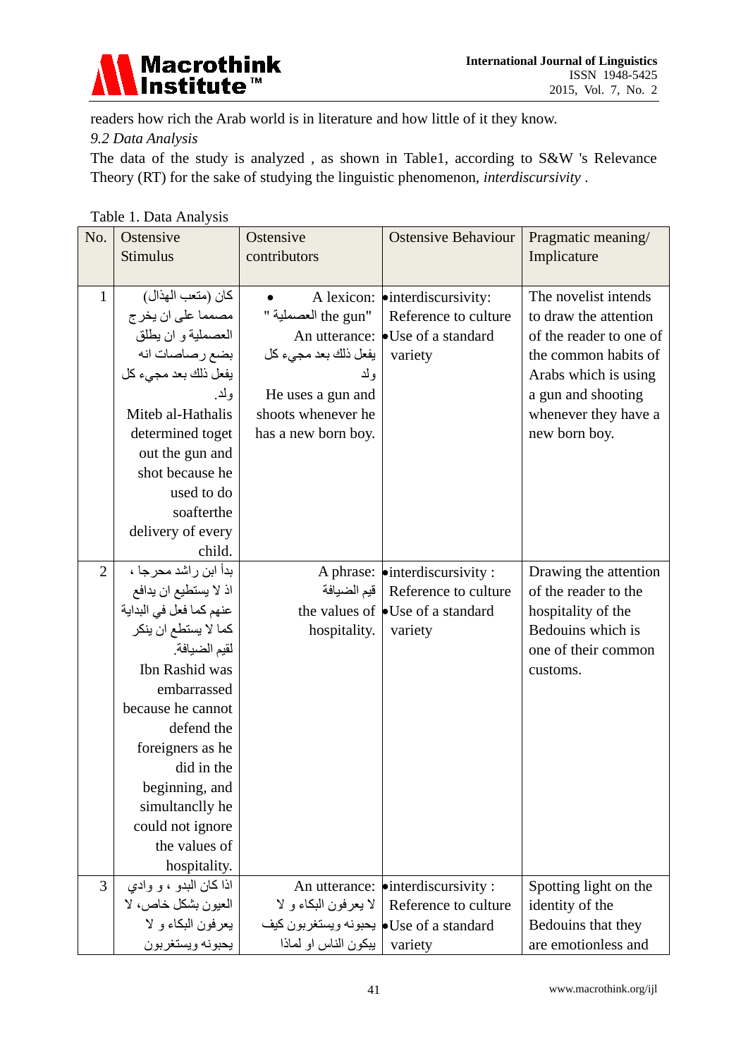readers how rich the Arab world is in literature and how little of it they know.

*9.2 Data Analysis*

The data of the study is analyzed , as shown in Table1, according to S&W 's Relevance Theory (RT) for the sake of studying the linguistic phenomenon, *interdiscursivity* .

Table 1. Data Analysis

| No. | Ostensive Stimulus | Ostensive contributors | Ostensive Behaviour | Pragmatic meaning/ Implicature |
|---|---|---|---|---|
| 1 | كان (متعب الهذال) مصمما على ان يخرج العصملية و ان يطلق بضع رصاصات انه يفعل ذلك بعد مجيء كل ولد. Miteb al-Hathalis determined toget out the gun and shot because he used to do soafterthe delivery of every child. | • A lexicon: "العصملية the gun" An utterance: يفعل ذلك بعد مجيء كل ولد He uses a gun and shoots whenever he has a new born boy. | •interdiscursivity: Reference to culture •Use of a standard variety | The novelist intends to draw the attention of the reader to one of the common habits of Arabs which is using a gun and shooting whenever they have a new born boy. |
| 2 | بدأ ابن راشد محرجا ، اذ لا يستطيع ان يدافع عنهم كما فعل في البداية كما لا يستطع ان ينكر لقيم الضيافة. Ibn Rashid was embarrassed because he cannot defend the foreigners as he did in the beginning, and simultanclly he could not ignore the values of hospitality. | A phrase: قيم الضيافة the values of hospitality. | •interdiscursivity : Reference to culture •Use of a standard variety | Drawing the attention of the reader to the hospitality of the Bedouins which is one of their common customs. |
| 3 | اذا كان البدو ، و وادي العيون بشكل خاص، لا يعرفون البكاء و لا يحبونه ويستغربون | An utterance: لا يعرفون البكاء و لا يحبونه ويستغربون كيف يبكون الناس او لماذا | •interdiscursivity : Reference to culture •Use of a standard variety | Spotting light on the identity of the Bedouins that they are emotionless and |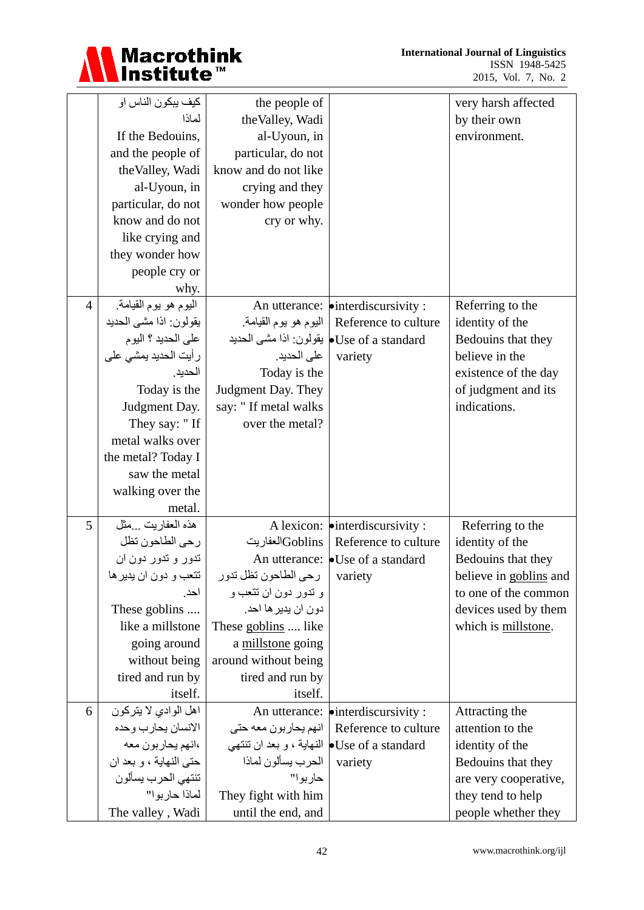| | | | | |
|---|---|---|---|---|
| | كيف يبكون الناس او لماذا If the Bedouins, and the people of theValley, Wadi al-Uyoun, in particular, do not know and do not like crying and they wonder how people cry or why. | the people of theValley, Wadi al-Uyoun, in particular, do not know and do not like crying and they wonder how people cry or why. | | very harsh affected by their own environment. |
| 4 | اليوم هو يوم القيامة. يقولون: اذا مشى الحديد على الحديد ؟ اليوم رأيت الحديد يمشي على الحديد. Today is the Judgment Day. They say: " If metal walks over the metal? Today I saw the metal walking over the metal. | An utterance: اليوم هو يوم القيامة. يقولون: اذا مشى الحديد على الحديد. Today is the Judgment Day. They say: " If metal walks over the metal? | • interdiscursivity : Reference to culture • Use of a standard variety | Referring to the identity of the Bedouins that they believe in the existence of the day of judgment and its indications. |
| 5 | هذه العفاريت ...مثل رحى الطاحون تظل تدور و تدور دون ان تتعب و دون ان يديرها احد. These goblins .... like a millstone going around without being tired and run by itself. | A lexicon: العفاريتGoblins An utterance: رحى الطاحون تظل تدور و تدور دون ان تتعب و دون ان يديرها احد. These goblins .... like a millstone going around without being tired and run by itself. | • interdiscursivity : Reference to culture • Use of a standard variety | Referring to the identity of the Bedouins that they believe in goblins and to one of the common devices used by them which is millstone. |
| 6 | اهل الوادي لا يتركون الانسان يحارب وحده ،انهم يحاربون معه حتى النهاية ، و بعد ان تنتهي الحرب يسألون لماذا حاربوا" The valley , Wadi | An utterance: انهم يحاربون معه حتى النهاية ، و بعد ان تنتهي الحرب يسألون لماذا حاربوا" They fight with him until the end, and | • interdiscursivity : Reference to culture • Use of a standard variety | Attracting the attention to the identity of the Bedouins that they are very cooperative, they tend to help people whether they |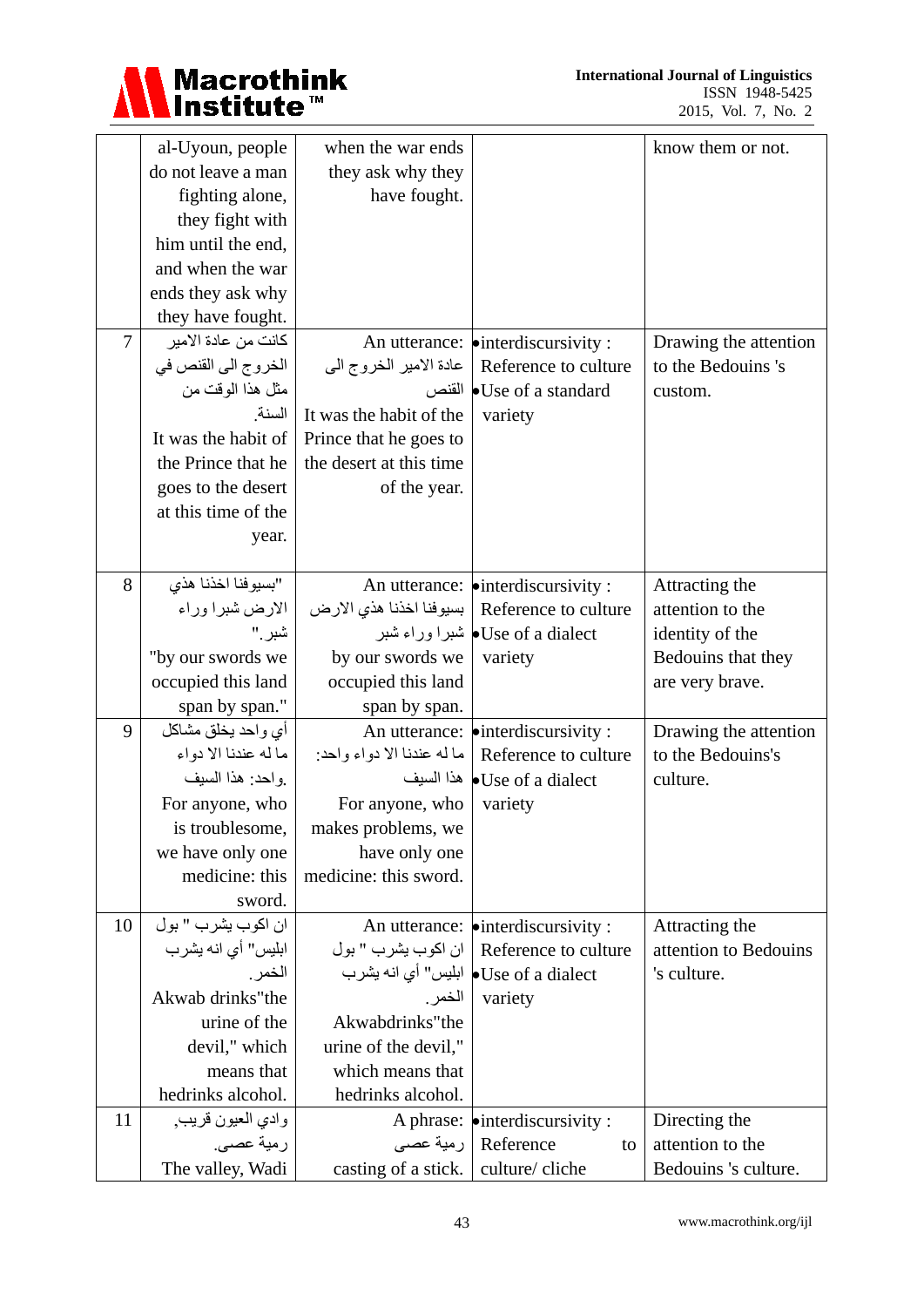| | | | | |
|---|---|---|---|---|
| | al-Uyoun, people do not leave a man fighting alone, they fight with him until the end, and when the war ends they ask why they have fought. | when the war ends they ask why they have fought. | | know them or not. |
| 7 | كانت من عادة الامير الخروج الى القنص في مثل هذا الوقت من السنة. It was the habit of the Prince that he goes to the desert at this time of the year. | An utterance: عادة الامير الخروج الى القنص It was the habit of the Prince that he goes to the desert at this time of the year. | •interdiscursivity : Reference to culture •Use of a standard variety | Drawing the attention to the Bedouins 's custom. |
| 8 | "بسيوفنا اخذنا هذي الارض شبرا وراء شبر." "by our swords we occupied this land span by span." | An utterance: بسيوفنا اخذنا هذي الارض شبرا وراء شبر by our swords we occupied this land span by span. | •interdiscursivity : Reference to culture •Use of a dialect variety | Attracting the attention to the identity of the Bedouins that they are very brave. |
| 9 | أي واحد يخلق مشاكل ما له عندنا الا دواء واحد: هذا السيف. For anyone, who is troublesome, we have only one medicine: this sword. | An utterance: ما له عندنا الا دواء واحد: هذا السيف For anyone, who makes problems, we have only one medicine: this sword. | •interdiscursivity : Reference to culture •Use of a dialect variety | Drawing the attention to the Bedouins's culture. |
| 10 | ان اكوب يشرب " بول ابليس" أي انه يشرب الخمر. Akwab drinks"the urine of the devil," which means that hedrinks alcohol. | An utterance: ان اكوب يشرب " بول ابليس" أي انه يشرب الخمر. Akwabdrinks"the urine of the devil," which means that hedrinks alcohol. | •interdiscursivity : Reference to culture •Use of a dialect variety | Attracting the attention to Bedouins 's culture. |
| 11 | وادي العيون قريب, رمية عصى. The valley, Wadi | A phrase: رمية عصى casting of a stick. | •interdiscursivity : Reference to culture/ cliche | Directing the attention to the Bedouins 's culture. |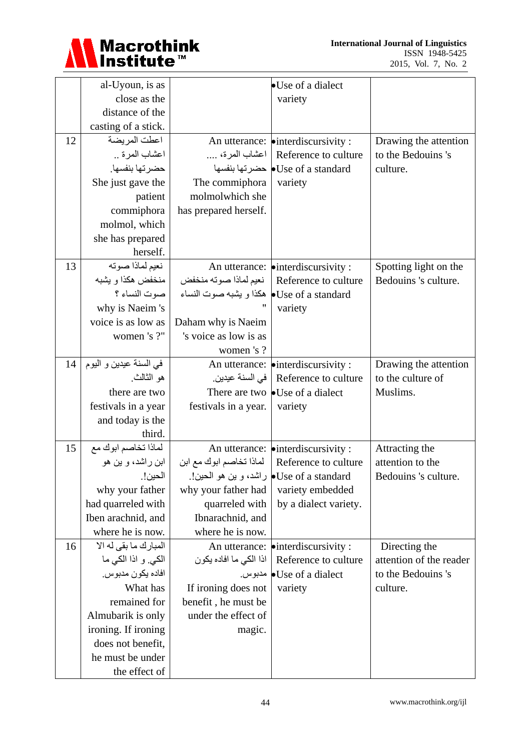|  |  |  |  |  |
|---|---|---|---|---|
|  | al-Uyoun, is as close as the distance of the casting of a stick. |  | •Use of a dialect variety |  |
| 12 | اعطت المريضة اعشاب المرة .. حضرتها بنفسها. She just gave the patient commiphora molmol, which she has prepared herself. | An utterance: اعشاب المرة، .... حضرتها بنفسها The commiphora molmolwhich she has prepared herself. | •interdiscursivity : Reference to culture •Use of a standard variety | Drawing the attention to the Bedouins 's culture. |
| 13 | نعيم لماذا صوته منخفض هكذا و يشبه صوت النساء ؟ why is Naeim 's voice is as low as women 's ?" | An utterance: نعيم لماذا صوته منخفض هكذا و يشبه صوت النساء " Daham why is Naeim 's voice as low is as women 's ? | •interdiscursivity : Reference to culture •Use of a standard variety | Spotting light on the Bedouins 's culture. |
| 14 | في السنة عيدين و اليوم هو الثالث. there are two festivals in a year and today is the third. | An utterance: في السنة عيدين. There are two festivals in a year. | •interdiscursivity : Reference to culture •Use of a dialect variety | Drawing the attention to the culture of Muslims. |
| 15 | لماذا تخاصم ابوك مع ابن راشد، و ين هو الحين!. why your father had quarreled with Iben arachnid, and where he is now. | An utterance: لماذا تخاصم ابوك مع ابن راشد، و ين هو الحين!. why your father had quarreled with Ibnarachnid, and where he is now. | •interdiscursivity : Reference to culture •Use of a standard variety embedded by a dialect variety. | Attracting the attention to the Bedouins 's culture. |
| 16 | المبارك ما بقى له الا الكي. و اذا الكي ما افاده يكون مدبوس. What has remained for Almubarik is only ironing. If ironing does not benefit, he must be under the effect of | An utterance: اذا الكي ما افاده يكون مدبوس. If ironing does not benefit , he must be under the effect of magic. | •interdiscursivity : Reference to culture •Use of a dialect variety | Directing the attention of the reader to the Bedouins 's culture. |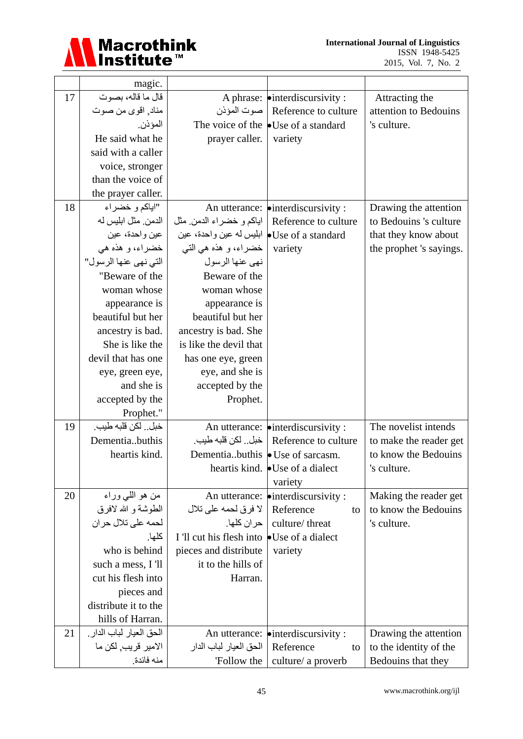| | | | | |
|---|---|---|---|---|
| | magic. | | | |
| 17 | قال ما قاله، بصوت مناد, اقوى من صوت المؤذن. He said what he said with a caller voice, stronger than the voice of the prayer caller. | A phrase: صوت المؤذن The voice of the prayer caller. | •interdiscursivity : Reference to culture •Use of a standard variety | Attracting the attention to Bedouins 's culture. |
| 18 | "اياكم و خضراء الدمن. مثل ابليس له عين واحدة، عين خضراء، و هذه هي التي نهى عنها الرسول" "Beware of the woman whose appearance is beautiful but her ancestry is bad. She is like the devil that has one eye, green eye, and she is accepted by the Prophet." | An utterance: اياكم و خضراء الدمن. مثل ابليس له عين واحدة، عين خضراء، و هذه هي التي نهى عنها الرسول Beware of the woman whose appearance is beautiful but her ancestry is bad. She is like the devil that has one eye, green eye, and she is accepted by the Prophet. | •interdiscursivity : Reference to culture •Use of a standard variety | Drawing the attention to Bedouins 's culture that they know about the prophet 's sayings. |
| 19 | خبل.. لكن قلبه طيب. Dementia..buthis heartis kind. | An utterance: خبل.. لكن قلبه طيب. Dementia..buthis heartis kind. | •interdiscursivity : Reference to culture • Use of sarcasm. •Use of a dialect variety | The novelist intends to make the reader get to know the Bedouins 's culture. |
| 20 | من هو اللي وراء الطوشة و الله لافرق لحمه على تلال حران كلها. who is behind such a mess, I 'll cut his flesh into pieces and distribute it to the hills of Harran. | An utterance: لا فرق لحمه على تلال حران كلها. I 'll cut his flesh into pieces and distribute it to the hills of Harran. | •interdiscursivity : Reference to culture/ threat •Use of a dialect variety | Making the reader get to know the Bedouins 's culture. |
| 21 | الحق العيار لباب الدار. الامير قريب, لكن ما منه فائدة. | An utterance: الحق العيار لباب الدار 'Follow the | •interdiscursivity : Reference to culture/ a proverb | Drawing the attention to the identity of the Bedouins that they |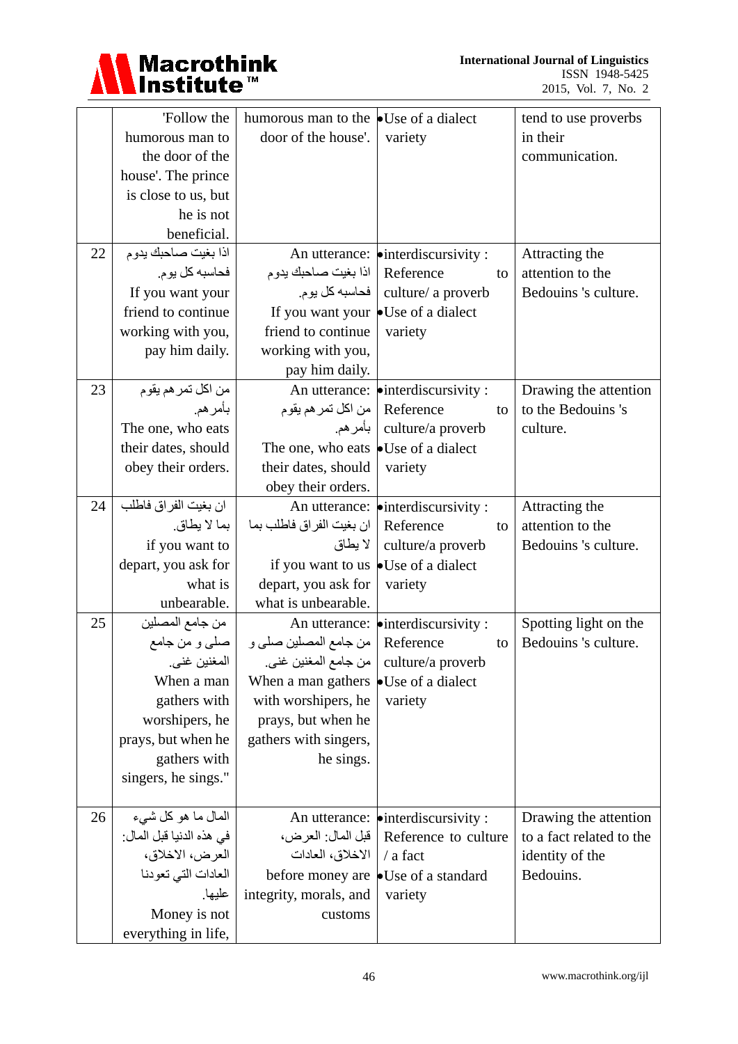|  | 'Follow the humorous man to the door of the house'. The prince is close to us, but he is not beneficial. | humorous man to the door of the house'. | •Use of a dialect variety | tend to use proverbs in their communication. |
|---|---|---|---|---|
| 22 | اذا بغيت صاحبك يدوم فحاسبه كل يوم. If you want your friend to continue working with you, pay him daily. | An utterance: اذا بغيت صاحبك يدوم فحاسبه كل يوم. If you want your friend to continue working with you, pay him daily. | •interdiscursivity : Reference to culture/ a proverb •Use of a dialect variety | Attracting the attention to the Bedouins 's culture. |
| 23 | من اكل تمرهم يقوم بأمرهم. The one, who eats their dates, should obey their orders. | An utterance: من اكل تمرهم يقوم بأمرهم. The one, who eats their dates, should obey their orders. | •interdiscursivity : Reference to culture/a proverb •Use of a dialect variety | Drawing the attention to the Bedouins 's culture. |
| 24 | ان بغيت الفراق فاطلب بما لا يطاق. if you want to depart, you ask for what is unbearable. | An utterance: ان بغيت الفراق فاطلب بما لا يطاق if you want to us depart, you ask for what is unbearable. | •interdiscursivity : Reference to culture/a proverb •Use of a dialect variety | Attracting the attention to the Bedouins 's culture. |
| 25 | من جامع المصلين صلى و من جامع المغنين غنى. When a man gathers with worshipers, he prays, but when he gathers with singers, he sings." | An utterance: من جامع المصلين صلى و من جامع المغنين غنى. When a man gathers with worshipers, he prays, but when he gathers with singers, he sings. | •interdiscursivity : Reference to culture/a proverb •Use of a dialect variety | Spotting light on the Bedouins 's culture. |
| 26 | المال ما هو كل شيء في هذه الدنيا قبل المال: العرض، الاخلاق، العادات التي تعودنا عليها. Money is not everything in life, | An utterance: قبل المال: العرض، الاخلاق، العادات before money are integrity, morals, and customs | •interdiscursivity : Reference to culture / a fact •Use of a standard variety | Drawing the attention to a fact related to the identity of the Bedouins. |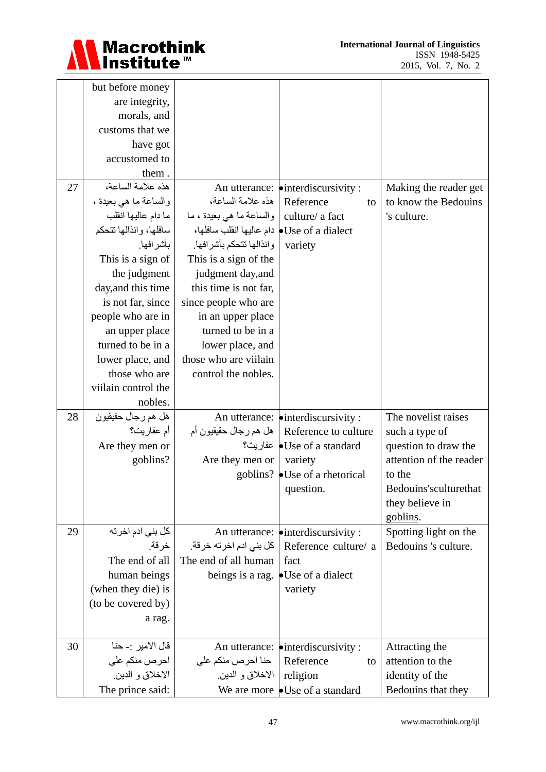| | | | | |
|---|---|---|---|---|
| | but before money are integrity, morals, and customs that we have got accustomed to them . | | | |
| 27 | هذه علامة الساعة، والساعة ما هي بعيدة ، ما دام عاليها انقلب سافلها، وانذالها تتحكم بأشرافها. This is a sign of the judgment day,and this time is not far, since people who are in an upper place turned to be in a lower place, and those who are viilain control the nobles. | An utterance: هذه علامة الساعة، والساعة ما هي بعيدة ، ما دام عاليها انقلب سافلها، وانذالها تتحكم بأشرافها. This is a sign of the judgment day,and this time is not far, since people who are in an upper place turned to be in a lower place, and those who are viilain control the nobles. | •interdiscursivity : Reference to culture/ a fact •Use of a dialect variety | Making the reader get to know the Bedouins 's culture. |
| 28 | هل هم رجال حقيقيون أم عفاريت؟ Are they men or goblins? | An utterance: هل هم رجال حقيقيون أم عفاريت؟ Are they men or goblins? | •interdiscursivity : Reference to culture •Use of a standard variety •Use of a rhetorical question. | The novelist raises such a type of question to draw the attention of the reader to the Bedouins'sculturethat they believe in goblins. |
| 29 | كل بني ادم اخرته خرقة. The end of all human beings (when they die) is (to be covered by) a rag. | An utterance: كل بني ادم اخرته خرقة. The end of all human beings is a rag. | •interdiscursivity : Reference culture/ a fact •Use of a dialect variety | Spotting light on the Bedouins 's culture. |
| 30 | قال الامير :- حنا احرص منكم على الاخلاق و الدين. The prince said: | An utterance: حنا احرص منكم على الاخلاق و الدين. We are more | •interdiscursivity : Reference to religion •Use of a standard | Attracting the attention to the identity of the Bedouins that they |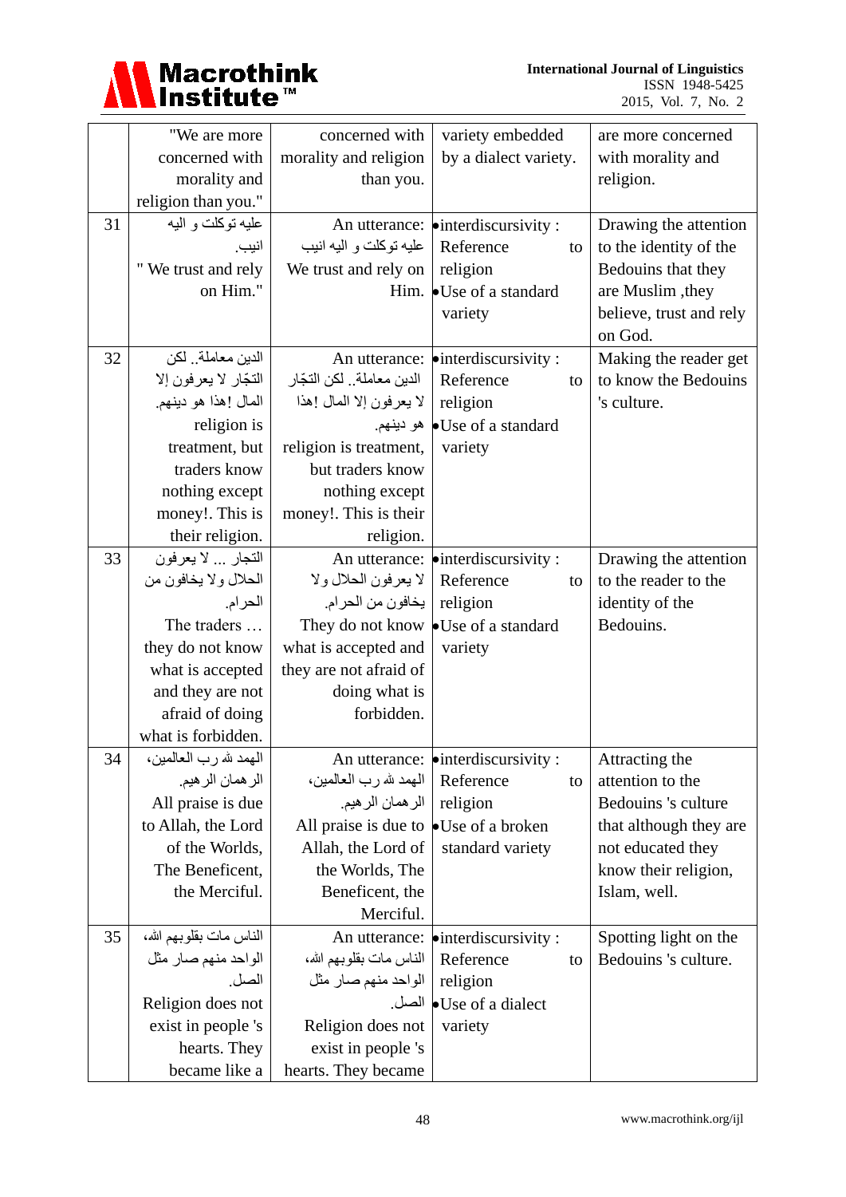| | | | | |
|---|---|---|---|---|
| | "We are more concerned with morality and religion than you." | concerned with morality and religion than you. | variety embedded by a dialect variety. | are more concerned with morality and religion. |
| 31 | عليه توكلت و اليه انيب. " We trust and rely on Him." | An utterance: عليه توكلت و اليه انيب We trust and rely on Him. | •interdiscursivity : Reference to religion •Use of a standard variety | Drawing the attention to the identity of the Bedouins that they are Muslim ,they believe, trust and rely on God. |
| 32 | الدين معاملة.. لكن التجّار لا يعرفون إلا المال !هذا هو دينهم. religion is treatment, but traders know nothing except money!. This is their religion. | An utterance: الدين معاملة.. لكن التجّار لا يعرفون إلا المال !هذا هو دينهم. religion is treatment, but traders know nothing except money!. This is their religion. | •interdiscursivity : Reference to religion •Use of a standard variety | Making the reader get to know the Bedouins 's culture. |
| 33 | التجار ... لا يعرفون الحلال ولا يخافون من الحرام. The traders … they do not know what is accepted and they are not afraid of doing what is forbidden. | An utterance: لا يعرفون الحلال ولا يخافون من الحرام. They do not know what is accepted and they are not afraid of doing what is forbidden. | •interdiscursivity : Reference to religion •Use of a standard variety | Drawing the attention to the reader to the identity of the Bedouins. |
| 34 | الهمد لله رب العالمين، الرهمان الرهيم. All praise is due to Allah, the Lord of the Worlds, The Beneficent, the Merciful. | An utterance: الهمد لله رب العالمين، الرهمان الرهيم. All praise is due to Allah, the Lord of the Worlds, The Beneficent, the Merciful. | •interdiscursivity : Reference to religion •Use of a broken standard variety | Attracting the attention to the Bedouins 's culture that although they are not educated they know their religion, Islam, well. |
| 35 | الناس مات بقلوبهم الله، الواحد منهم صار مثل الصل. Religion does not exist in people 's hearts. They became like a | An utterance: الناس مات بقلوبهم الله، الواحد منهم صار مثل الصل. Religion does not exist in people 's hearts. They became | •interdiscursivity : Reference to religion •Use of a dialect variety | Spotting light on the Bedouins 's culture. |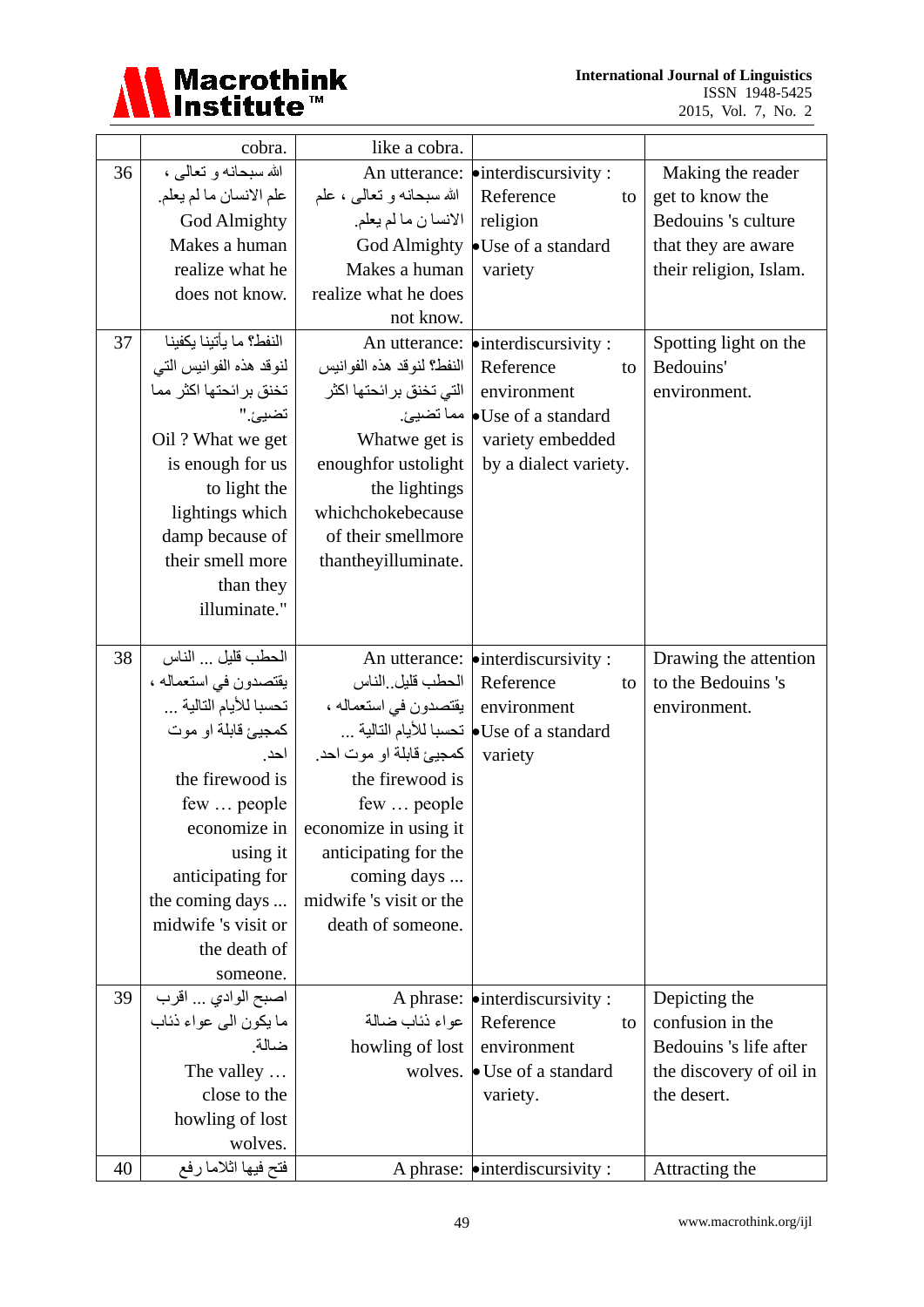| | cobra. | like a cobra. | | |
|---|---|---|---|---|
| 36 | الله سبحانه و تعالى ، علم الانسان ما لم يعلم. God Almighty Makes a human realize what he does not know. | An utterance: الله سبحانه و تعالى ، علم الانسا ن ما لم يعلم. God Almighty Makes a human realize what he does not know. | •interdiscursivity : Reference to religion •Use of a standard variety | Making the reader get to know the Bedouins 's culture that they are aware their religion, Islam. |
| 37 | النفط؟ ما يأتينا يكفينا لنوقد هذه الفوانيس التي تخنق برائحتها اكثر مما تضيئ." Oil ? What we get is enough for us to light the lightings which damp because of their smell more than they illuminate." | An utterance: النفط؟ لنوقد هذه الفوانيس التي تخنق برائحتها اكثر مما تضيئ. Whatwe get is enoughfor ustolight the lightings whichchokebecause of their smellmore thantheyilluminate. | •interdiscursivity : Reference to environment •Use of a standard variety embedded by a dialect variety. | Spotting light on the Bedouins' environment. |
| 38 | الحطب قليل ... الناس يقتصدون في استعماله ، تحسبا للأيام التالية ... كمجيئ قابلة او موت احد. the firewood is few … people economize in using it anticipating for the coming days ... midwife 's visit or the death of someone. | An utterance: الحطب قليل..الناس يقتصدون في استعماله ، تحسبا للأيام التالية ... كمجيئ قابلة او موت احد. the firewood is few … people economize in using it anticipating for the coming days ... midwife 's visit or the death of someone. | •interdiscursivity : Reference to environment •Use of a standard variety | Drawing the attention to the Bedouins 's environment. |
| 39 | اصبح الوادي ... اقرب ما يكون الى عواء ذئاب ضالة. The valley … close to the howling of lost wolves. | A phrase: عواء ذئاب ضالة howling of lost wolves. | •interdiscursivity : Reference to environment • Use of a standard variety. | Depicting the confusion in the Bedouins 's life after the discovery of oil in the desert. |
| 40 | فتح فيها اثلاما رفع | A phrase: | •interdiscursivity : | Attracting the |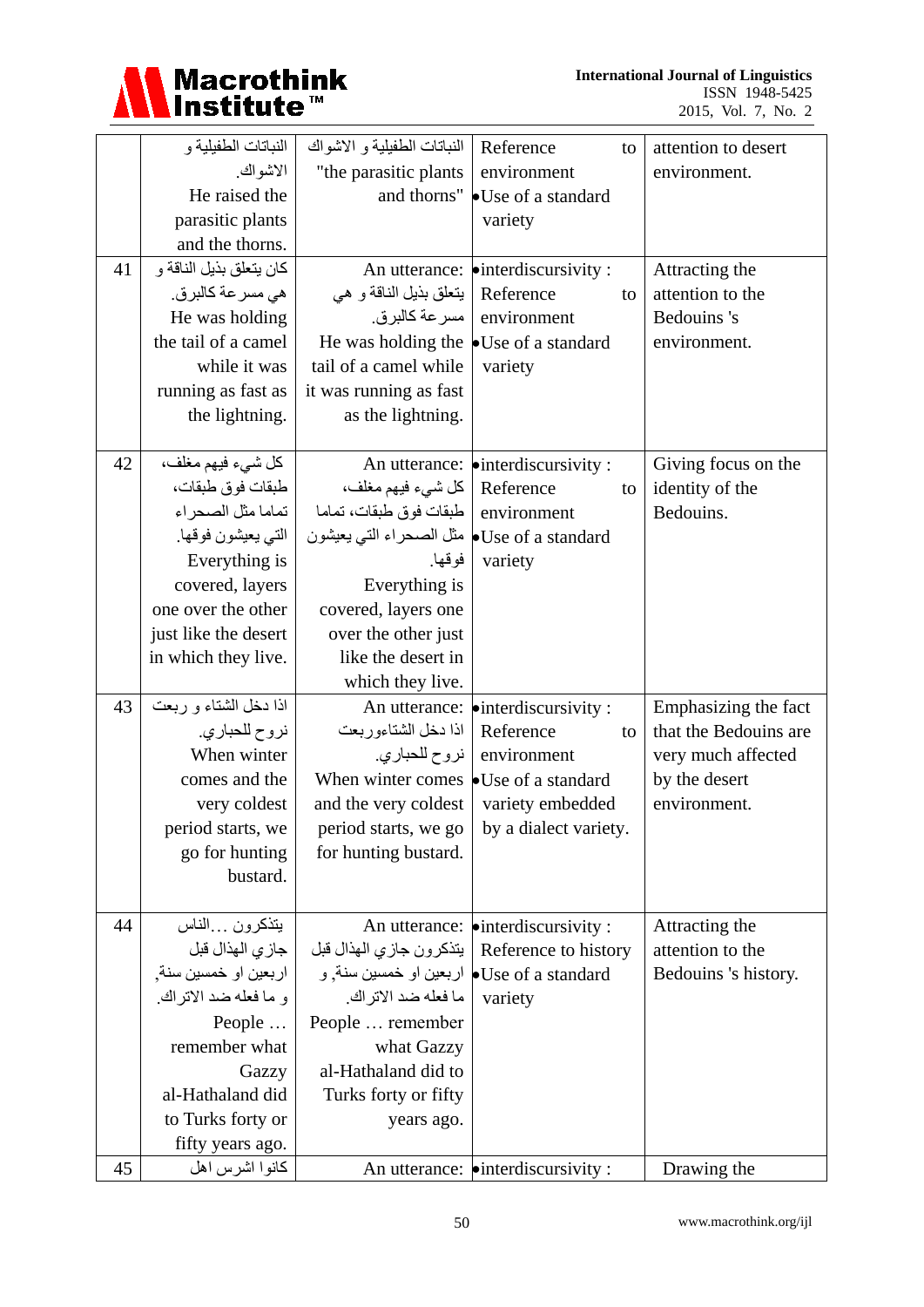| | | | | |
|---|---|---|---|---|
| | النباتات الطفيلية و الاشواك. He raised the parasitic plants and the thorns. | النباتات الطفيلية و الاشواك "the parasitic plants and thorns" | Reference to environment •Use of a standard variety | attention to desert environment. |
| 41 | كان يتعلق بذيل الناقة و هي مسرعة كالبرق. He was holding the tail of a camel while it was running as fast as the lightning. | An utterance: يتعلق بذيل الناقة و هي مسرعة كالبرق. He was holding the tail of a camel while it was running as fast as the lightning. | •interdiscursivity : Reference to environment •Use of a standard variety | Attracting the attention to the Bedouins 's environment. |
| 42 | كل شيء فيهم مغلف، طبقات فوق طبقات، تماما مثل الصحراء التي يعيشون فوقها. Everything is covered, layers one over the other just like the desert in which they live. | An utterance: كل شيء فيهم مغلف، طبقات فوق طبقات، تماما مثل الصحراء التي يعيشون فوقها. Everything is covered, layers one over the other just like the desert in which they live. | •interdiscursivity : Reference to environment •Use of a standard variety | Giving focus on the identity of the Bedouins. |
| 43 | اذا دخل الشتاء و ربعت نروح للحباري. When winter comes and the very coldest period starts, we go for hunting bustard. | An utterance: اذا دخل الشتاءوربعت نروح للحباري. When winter comes and the very coldest period starts, we go for hunting bustard. | •interdiscursivity : Reference to environment •Use of a standard variety embedded by a dialect variety. | Emphasizing the fact that the Bedouins are very much affected by the desert environment. |
| 44 | يتذكرون ...الناس جازي الهذال قبل اربعين او خمسين سنة, و ما فعله ضد الاتراك. People … remember what Gazzy al-Hathaland did to Turks forty or fifty years ago. | An utterance: يتذكرون جازي الهذال قبل اربعين او خمسين سنة, و ما فعله ضد الاتراك. People … remember what Gazzy al-Hathaland did to Turks forty or fifty years ago. | •interdiscursivity : Reference to history •Use of a standard variety | Attracting the attention to the Bedouins 's history. |
| 45 | كانوا اشرس اهل | An utterance: | •interdiscursivity : | Drawing the |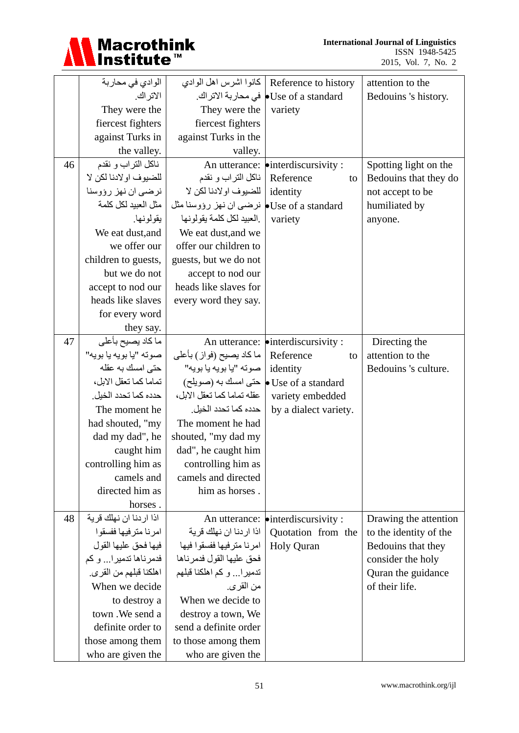| | | | | |
|---|---|---|---|---|
| | الوادي في محاربة الاتراك. They were the fiercest fighters against Turks in the valley. | كانوا اشرس اهل الوادي في محاربة الاتراك. They were the fiercest fighters against Turks in the valley. | Reference to history •Use of a standard variety | attention to the Bedouins 's history. |
| 46 | ناكل التراب و نقدم للضيوف اولادنا لكن لا نرضى ان نهز رؤوسنا مثل العبيد لكل كلمة يقولونها. We eat dust,and we offer our children to guests, but we do not accept to nod our heads like slaves for every word they say. | An utterance: ناكل التراب و نقدم للضيوف اولادنا لكن لا نرضى ان نهز رؤوسنا مثل العبيد لكل كلمة يقولونها. We eat dust,and we offer our children to guests, but we do not accept to nod our heads like slaves for every word they say. | •interdiscursivity : Reference to identity •Use of a standard variety | Spotting light on the Bedouins that they do not accept to be humiliated by anyone. |
| 47 | ما كاد يصيح بأعلى صوته "يا بويه يا بويه" حتى امسك به عقله تماما كما تعقل الابل، حدده كما تحدد الخيل. The moment he had shouted, "my dad my dad", he caught him controlling him as camels and directed him as horses . | An utterance: ما كاد يصيح (فواز) بأعلى صوته "يا بويه يا بويه" حتى امسك به (صويلح) عقله تماما كما تعقل الابل، حدده كما تحدد الخيل. The moment he had shouted, "my dad my dad", he caught him controlling him as camels and directed him as horses . | •interdiscursivity : Reference to identity • Use of a standard variety embedded by a dialect variety. | Directing the attention to the Bedouins 's culture. |
| 48 | اذا اردنا ان نهلك قرية امرنا مترفيها ففسقوا فيها فحق عليها القول فدمرناها تدميرا... و كم اهلكنا قبلهم من القرى. When we decide to destroy a town .We send a definite order to those among them who are given the | An utterance: اذا اردنا ان نهلك قرية امرنا مترفيها ففسقوا فيها فحق عليها القول فدمرناها تدميرا... و كم اهلكنا قبلهم من القرى. When we decide to destroy a town, We send a definite order to those among them who are given the | •interdiscursivity : Quotation from the Holy Quran | Drawing the attention to the identity of the Bedouins that they consider the holy Quran the guidance of their life. |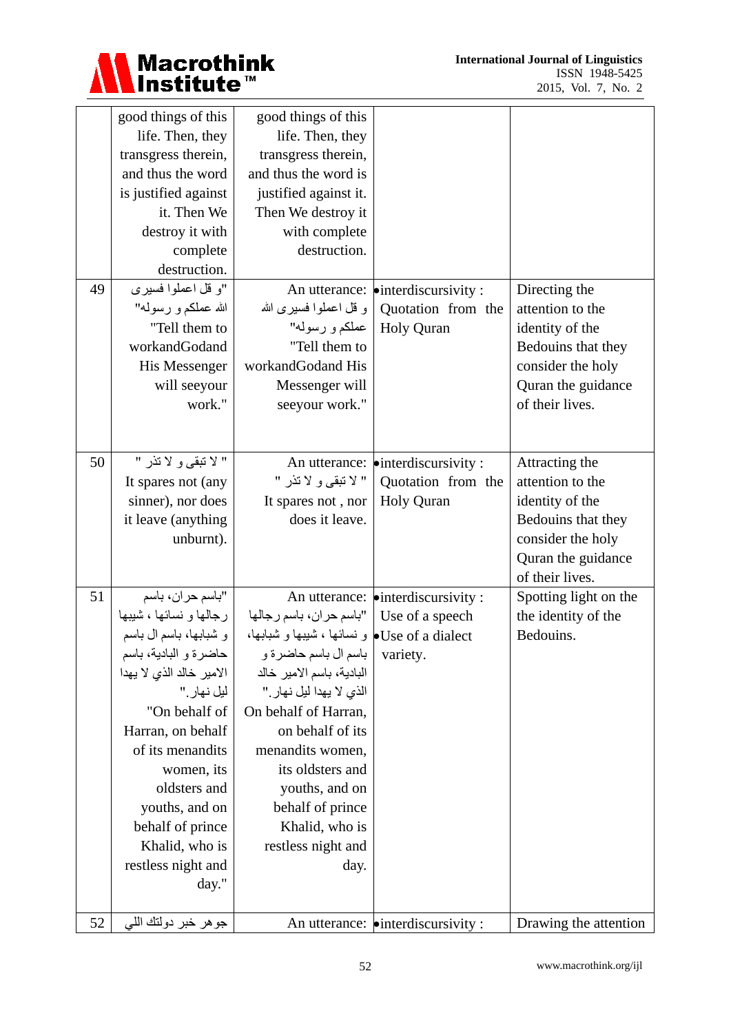| | | | | |
|---|---|---|---|---|
| | good things of this life. Then, they transgress therein, and thus the word is justified against it. Then We destroy it with complete destruction. | good things of this life. Then, they transgress therein, and thus the word is justified against it. Then We destroy it with complete destruction. | | |
| 49 | "و قل اعملوا فسيرى الله عملكم و رسوله" "Tell them to workandGodand His Messenger will seeyour work." | An utterance: و قل اعملوا فسيرى الله عملكم و رسوله" "Tell them to workandGodand His Messenger will seeyour work." | • interdiscursivity : Quotation from the Holy Quran | Directing the attention to the identity of the Bedouins that they consider the holy Quran the guidance of their lives. |
| 50 | " لا تبقى و لا تذر " It spares not (any sinner), nor does it leave (anything unburnt). | An utterance: " لا تبقى و لا تذر " It spares not , nor does it leave. | • interdiscursivity : Quotation from the Holy Quran | Attracting the attention to the identity of the Bedouins that they consider the holy Quran the guidance of their lives. |
| 51 | "باسم حران، باسم رجالها و نسائها ، شيبها و شبابها، باسم ال باسم حاضرة و البادية، باسم الامير خالد الذي لا يهدا ليل نهار." "On behalf of Harran, on behalf of its menandits women, its oldsters and youths, and on behalf of prince Khalid, who is restless night and day." | An utterance: "باسم حران، باسم رجالها و نسائها ، شيبها و شبابها، باسم ال باسم حاضرة و البادية، باسم الامير خالد الذي لا يهدا ليل نهار." On behalf of Harran, on behalf of its menandits women, its oldsters and youths, and on behalf of prince Khalid, who is restless night and day. | • interdiscursivity : Use of a speech • Use of a dialect variety. | Spotting light on the the identity of the Bedouins. |
| 52 | جوهر خبر دولتك اللي | An utterance: | • interdiscursivity : | Drawing the attention |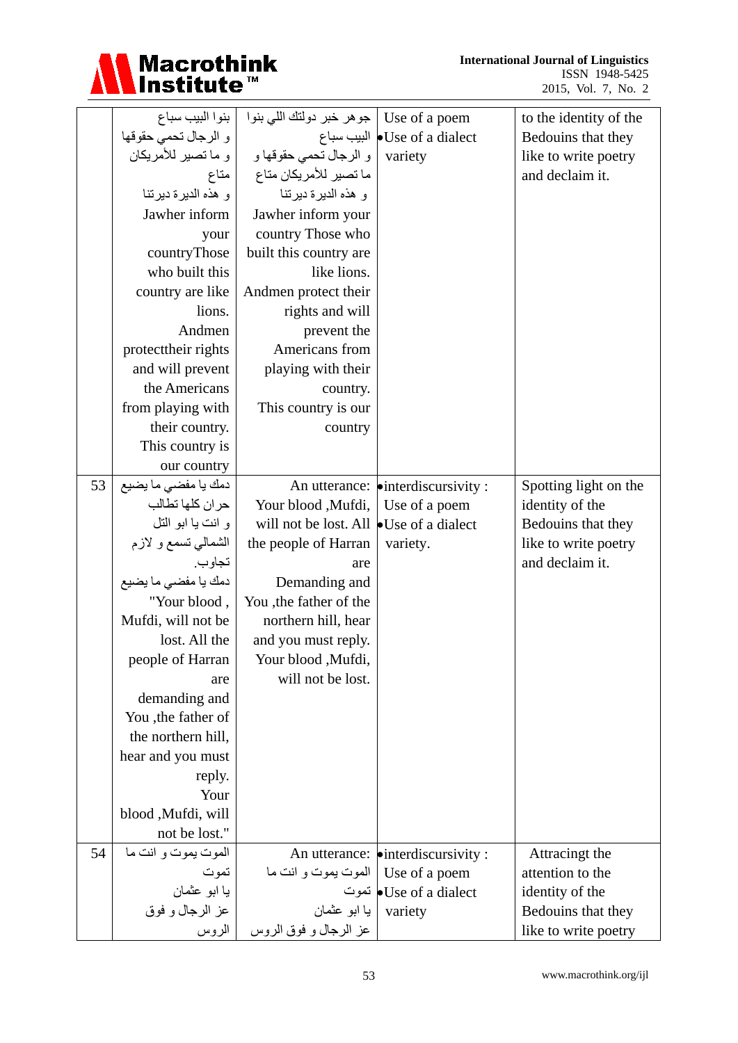| | | | | |
|---|---|---|---|---|
| | بنوا البيب سباع و الرجال تحمي حقوقها و ما تصير للأمريكان متاع و هذه الديرة ديرتنا Jawher inform your countryThose who built this country are like lions. Andmen protecttheir rights and will prevent the Americans from playing with their country. This country is our country | جو هر خبر دولتك اللي بنوا البيب سباع و الرجال تحمي حقوقها و ما تصير للأمريكان متاع و هذه الديرة ديرتنا Jawher inform your country Those who built this country are like lions. Andmen protect their rights and will prevent the Americans from playing with their country. This country is our country | Use of a poem •Use of a dialect variety | to the identity of the Bedouins that they like to write poetry and declaim it. |
| 53 | دمك يا مفضي ما يضيع حران كلها تطالب و انت يا ابو التل الشمالي تسمع و لازم تجاوب. دمك يا مفضي ما يضيع "Your blood , Mufdi, will not be lost. All the people of Harran are demanding and You ,the father of the northern hill, hear and you must reply. Your blood ,Mufdi, will not be lost." | An utterance: Your blood ,Mufdi, will not be lost. All the people of Harran are Demanding and You ,the father of the northern hill, hear and you must reply. Your blood ,Mufdi, will not be lost. | •interdiscursivity : Use of a poem •Use of a dialect variety. | Spotting light on the identity of the Bedouins that they like to write poetry and declaim it. |
| 54 | الموت يموت و انت ما تموت يا ابو عثمان عز الرجال و فوق الروس | An utterance: الموت يموت و انت ما تموت يا ابو عثمان عز الرجال و فوق الروس | •interdiscursivity : Use of a poem •Use of a dialect variety | Attracingt the attention to the identity of the Bedouins that they like to write poetry |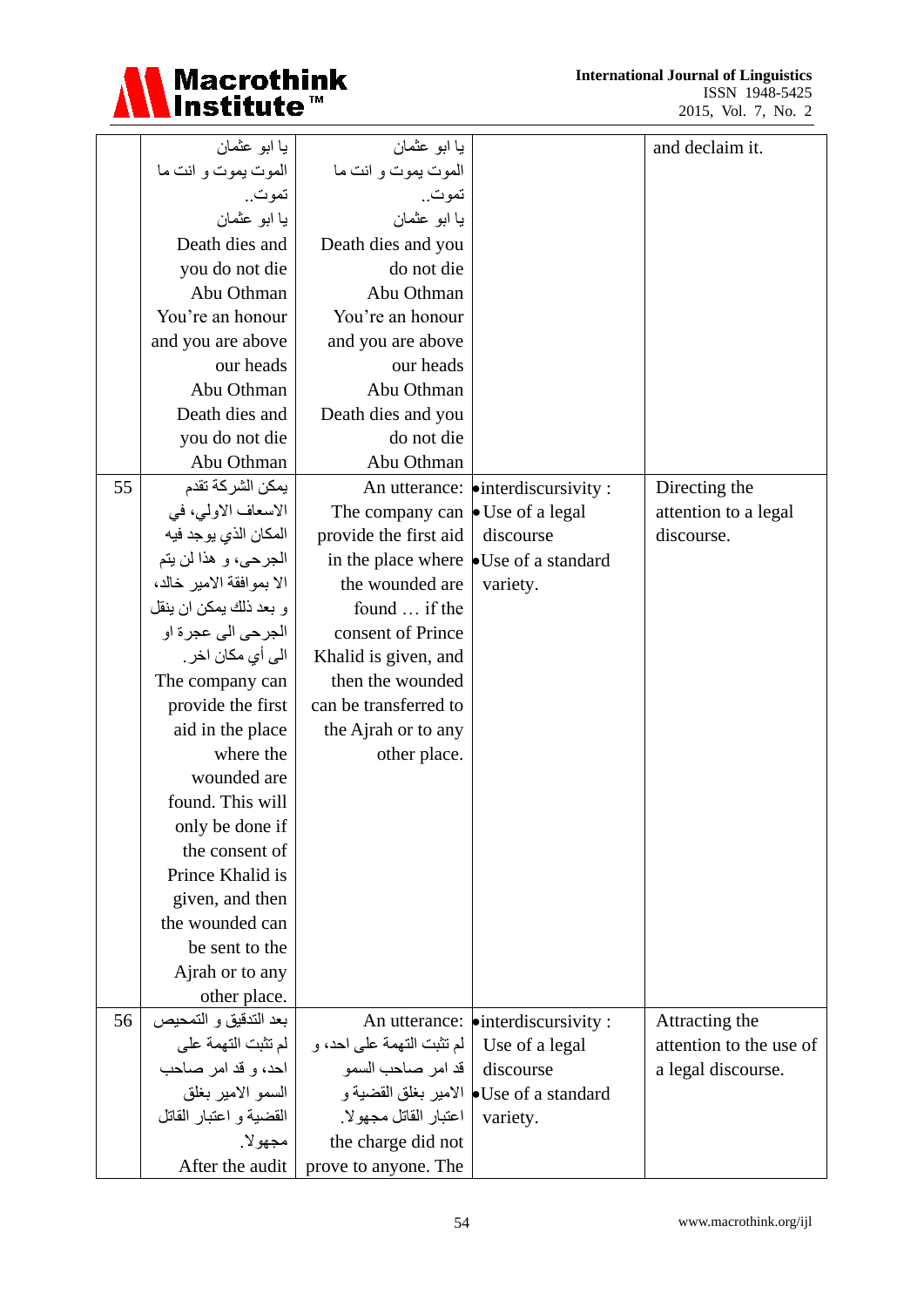| | | | | |
|---|---|---|---|---|
| | يا ابو عثمان<br>الموت يموت و انت ما تموت..<br>يا ابو عثمان<br>Death dies and you do not die<br>Abu Othman<br>You're an honour and you are above our heads<br>Abu Othman<br>Death dies and you do not die<br>Abu Othman | يا ابو عثمان<br>الموت يموت و انت ما تموت..<br>يا ابو عثمان<br>Death dies and you do not die<br>Abu Othman<br>You're an honour and you are above our heads<br>Abu Othman<br>Death dies and you do not die<br>Abu Othman | | and declaim it. |
| 55 | يمكن الشركة تقدم الاسعاف الاولي، في المكان الذي يوجد فيه الجرحى، و هذا لن يتم الا بموافقة الامير خالد، و بعد ذلك يمكن ان ينقل الجرحى الى عجرة او الى أي مكان اخر.<br>The company can provide the first aid in the place where the wounded are found. This will only be done if the consent of Prince Khalid is given, and then the wounded can be sent to the Ajrah or to any other place. | An utterance: The company can provide the first aid in the place where the wounded are found … if the consent of Prince Khalid is given, and then the wounded can be transferred to the Ajrah or to any other place. | • interdiscursivity :<br>• Use of a legal discourse<br>• Use of a standard variety. | Directing the attention to a legal discourse. |
| 56 | بعد التدقيق و التمحيص لم تثبت التهمة على احد، و قد امر صاحب السمو الامير بغلق القضية و اعتبار القاتل مجهولا.<br>After the audit | An utterance: لم تثبت التهمة على احد، و قد امر صاحب السمو الامير بغلق القضية و اعتبار القاتل مجهولا.<br>the charge did not prove to anyone. The | • interdiscursivity :<br>Use of a legal discourse<br>• Use of a standard variety. | Attracting the attention to the use of a legal discourse. |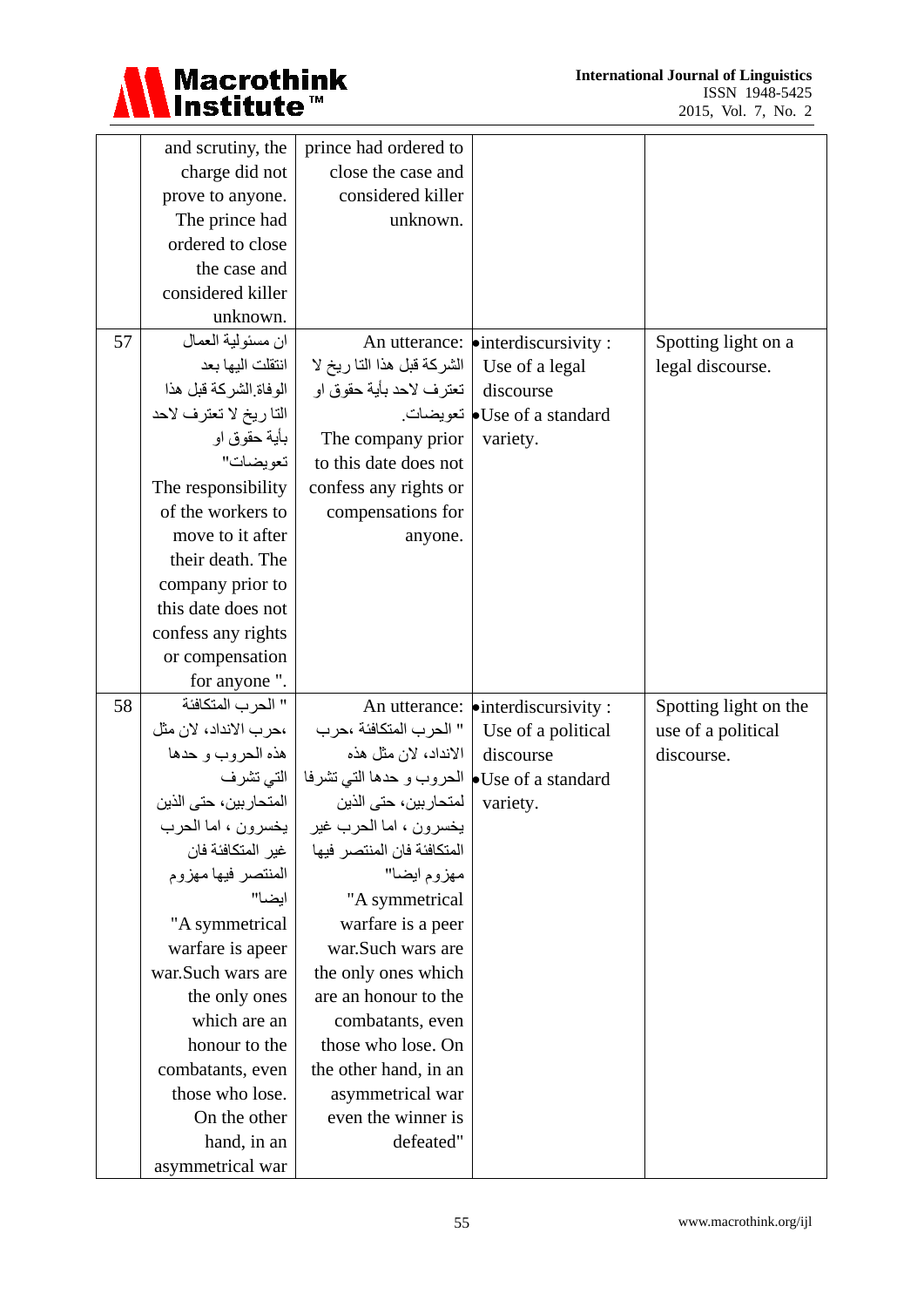| | | | | |
|---|---|---|---|---|
| | and scrutiny, the charge did not prove to anyone. The prince had ordered to close the case and considered killer unknown. | prince had ordered to close the case and considered killer unknown. | | |
| 57 | ان مسئولية العمال انتقلت اليها بعد الوفاة.الشركة قبل هذا التا ريخ لا تعترف لاحد بأية حقوق او تعويضات" The responsibility of the workers to move to it after their death. The company prior to this date does not confess any rights or compensation for anyone ". | An utterance: الشركة قبل هذا التا ريخ لا تعترف لاحد بأية حقوق او تعويضات. The company prior to this date does not confess any rights or compensations for anyone. | •interdiscursivity : Use of a legal discourse •Use of a standard variety. | Spotting light on a legal discourse. |
| 58 | " الحرب المتكافئة ،حرب الانداد، لان مثل هذه الحروب و حدها التي تشرف المتحاربين، حتى الذين يخسرون ، اما الحرب غير المتكافئة فان المنتصر فيها مهزوم ايضا" "A symmetrical warfare is apeer war.Such wars are the only ones which are an honour to the combatants, even those who lose. On the other hand, in an asymmetrical war | An utterance: " الحرب المتكافئة ،حرب الانداد، لان مثل هذه الحروب و حدها التي تشرفا لمتحاربين، حتى الذين يخسرون ، اما الحرب غير المتكافئة فان المنتصر فيها مهزوم ايضا" "A symmetrical warfare is a peer war.Such wars are the only ones which are an honour to the combatants, even those who lose. On the other hand, in an asymmetrical war even the winner is defeated" | •interdiscursivity : Use of a political discourse •Use of a standard variety. | Spotting light on the use of a political discourse. |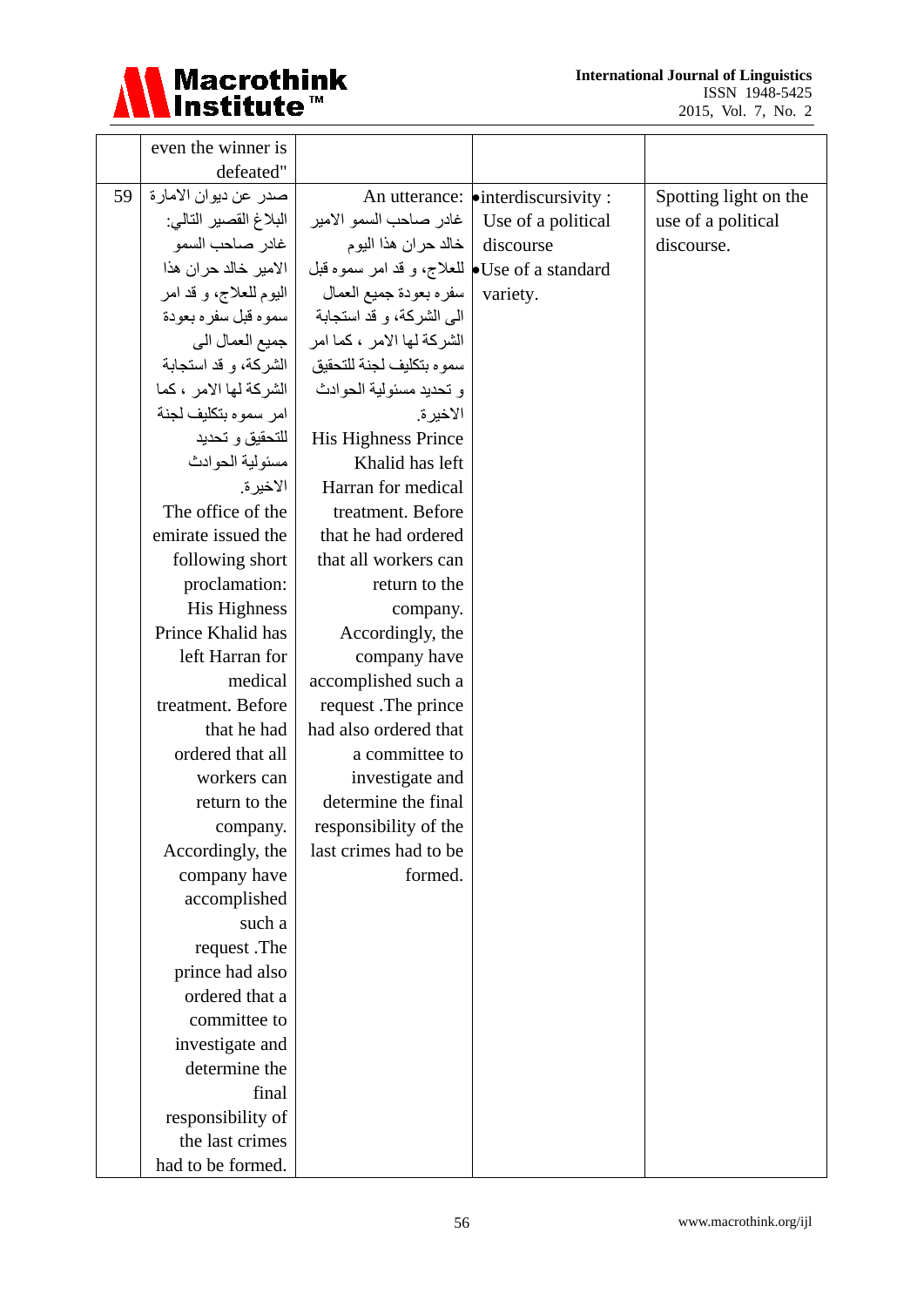| | | | | |
|---|---|---|---|---|
| | even the winner is defeated" | | | |
| 59 | صدر عن ديوان الامارة البلاغ القصير التالي: غادر صاحب السمو الامير خالد حران هذا اليوم للعلاج، و قد امر سموه قبل سفره بعودة جميع العمال الى الشركة، و قد استجابة الشركة لها الامر ، كما امر سموه بتكليف لجنة للتحقيق و تحديد مسئولية الحوادث الاخيرة. The office of the emirate issued the following short proclamation: His Highness Prince Khalid has left Harran for medical treatment. Before that he had ordered that all workers can return to the company. Accordingly, the company have accomplished such a request .The prince had also ordered that a committee to investigate and determine the final responsibility of the last crimes had to be formed. | An utterance: غادر صاحب السمو الامير خالد حران هذا اليوم للعلاج، و قد امر سموه قبل سفره بعودة جميع العمال الى الشركة، و قد استجابة الشركة لها الامر ، كما امر سموه بتكليف لجنة للتحقيق و تحديد مسئولية الحوادث الاخيرة. His Highness Prince Khalid has left Harran for medical treatment. Before that he had ordered that all workers can return to the company. Accordingly, the company have accomplished such a request .The prince had also ordered that a committee to investigate and determine the final responsibility of the last crimes had to be formed. | • interdiscursivity : Use of a political discourse<br>• Use of a standard variety. | Spotting light on the use of a political discourse. |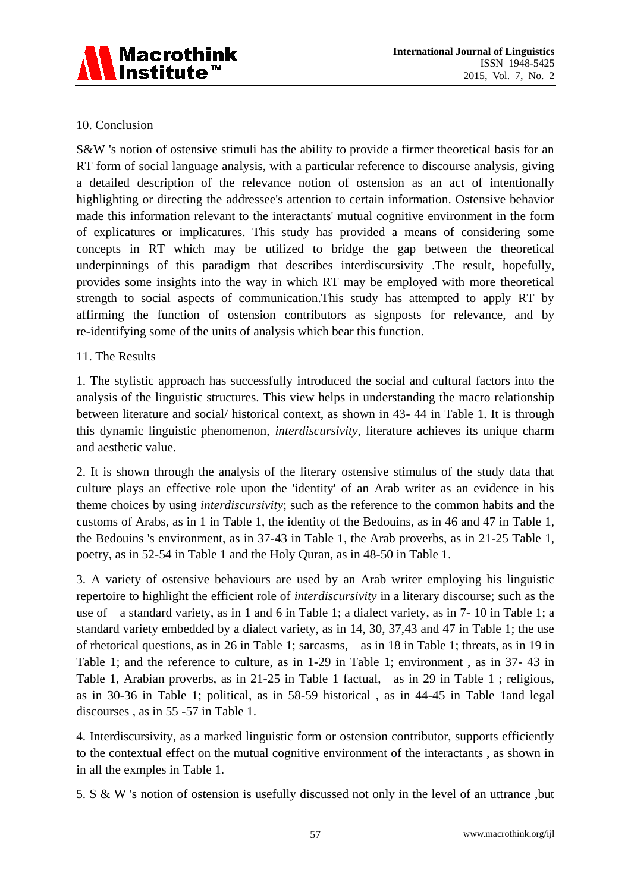## 10. Conclusion

S&W 's notion of ostensive stimuli has the ability to provide a firmer theoretical basis for an RT form of social language analysis, with a particular reference to discourse analysis, giving a detailed description of the relevance notion of ostension as an act of intentionally highlighting or directing the addressee's attention to certain information. Ostensive behavior made this information relevant to the interactants' mutual cognitive environment in the form of explicatures or implicatures. This study has provided a means of considering some concepts in RT which may be utilized to bridge the gap between the theoretical underpinnings of this paradigm that describes interdiscursivity .The result, hopefully, provides some insights into the way in which RT may be employed with more theoretical strength to social aspects of communication.This study has attempted to apply RT by affirming the function of ostension contributors as signposts for relevance, and by re-identifying some of the units of analysis which bear this function.

## 11. The Results

1. The stylistic approach has successfully introduced the social and cultural factors into the analysis of the linguistic structures. This view helps in understanding the macro relationship between literature and social/ historical context, as shown in 43- 44 in Table 1. It is through this dynamic linguistic phenomenon, *interdiscursivity*, literature achieves its unique charm and aesthetic value.

2. It is shown through the analysis of the literary ostensive stimulus of the study data that culture plays an effective role upon the 'identity' of an Arab writer as an evidence in his theme choices by using *interdiscursivity*; such as the reference to the common habits and the customs of Arabs, as in 1 in Table 1, the identity of the Bedouins, as in 46 and 47 in Table 1, the Bedouins 's environment, as in 37-43 in Table 1, the Arab proverbs, as in 21-25 Table 1, poetry, as in 52-54 in Table 1 and the Holy Quran, as in 48-50 in Table 1.

3. A variety of ostensive behaviours are used by an Arab writer employing his linguistic repertoire to highlight the efficient role of *interdiscursivity* in a literary discourse; such as the use of a standard variety, as in 1 and 6 in Table 1; a dialect variety, as in 7- 10 in Table 1; a standard variety embedded by a dialect variety, as in 14, 30, 37,43 and 47 in Table 1; the use of rhetorical questions, as in 26 in Table 1; sarcasms, as in 18 in Table 1; threats, as in 19 in Table 1; and the reference to culture, as in 1-29 in Table 1; environment , as in 37- 43 in Table 1, Arabian proverbs, as in 21-25 in Table 1 factual, as in 29 in Table 1 ; religious, as in 30-36 in Table 1; political, as in 58-59 historical , as in 44-45 in Table 1and legal discourses , as in 55 -57 in Table 1.

4. Interdiscursivity, as a marked linguistic form or ostension contributor, supports efficiently to the contextual effect on the mutual cognitive environment of the interactants , as shown in in all the exmples in Table 1.

5. S & W 's notion of ostension is usefully discussed not only in the level of an uttrance ,but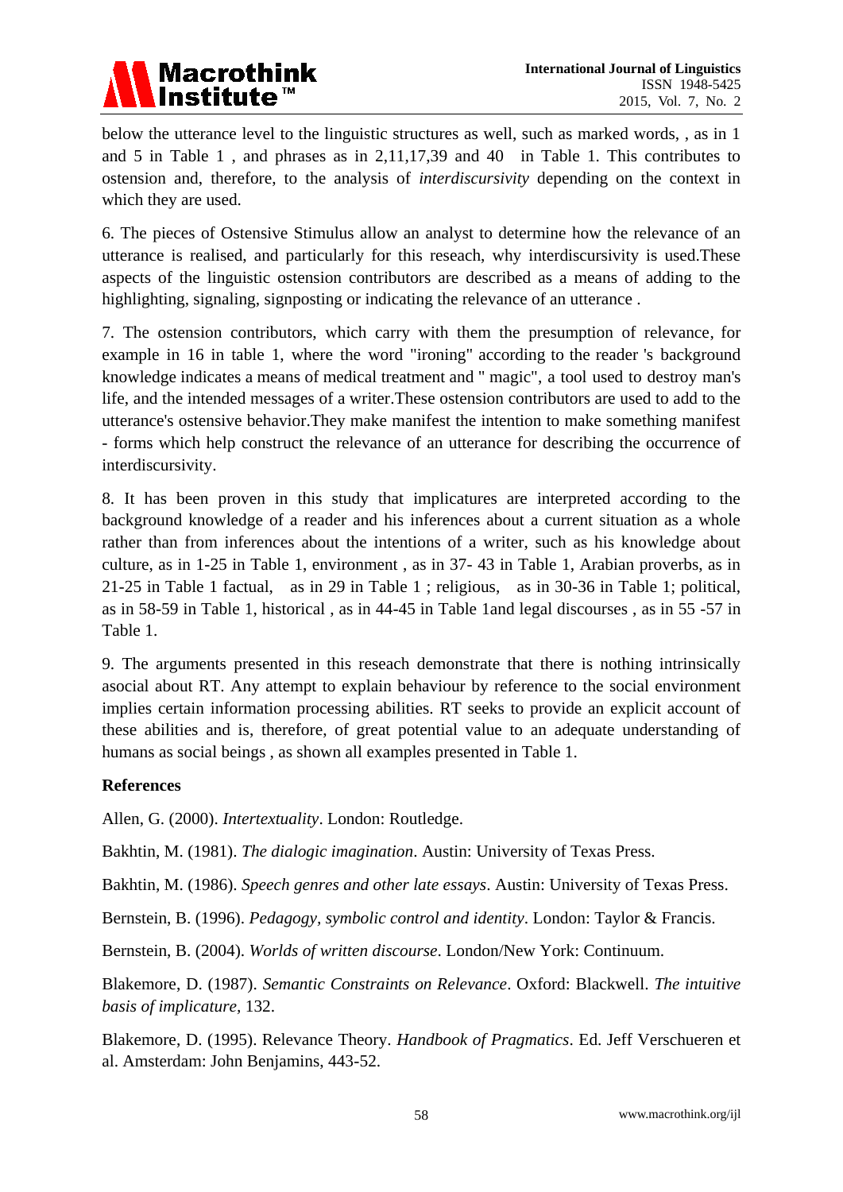below the utterance level to the linguistic structures as well, such as marked words, , as in 1 and 5 in Table 1 , and phrases as in 2,11,17,39 and 40 in Table 1. This contributes to ostension and, therefore, to the analysis of *interdiscursivity* depending on the context in which they are used.

6. The pieces of Ostensive Stimulus allow an analyst to determine how the relevance of an utterance is realised, and particularly for this reseach, why interdiscursivity is used.These aspects of the linguistic ostension contributors are described as a means of adding to the highlighting, signaling, signposting or indicating the relevance of an utterance .

7. The ostension contributors, which carry with them the presumption of relevance, for example in 16 in table 1, where the word "ironing" according to the reader 's background knowledge indicates a means of medical treatment and " magic", a tool used to destroy man's life, and the intended messages of a writer.These ostension contributors are used to add to the utterance's ostensive behavior.They make manifest the intention to make something manifest - forms which help construct the relevance of an utterance for describing the occurrence of interdiscursivity.

8. It has been proven in this study that implicatures are interpreted according to the background knowledge of a reader and his inferences about a current situation as a whole rather than from inferences about the intentions of a writer, such as his knowledge about culture, as in 1-25 in Table 1, environment , as in 37- 43 in Table 1, Arabian proverbs, as in 21-25 in Table 1 factual, as in 29 in Table 1 ; religious, as in 30-36 in Table 1; political, as in 58-59 in Table 1, historical , as in 44-45 in Table 1and legal discourses , as in 55 -57 in Table 1.

9. The arguments presented in this reseach demonstrate that there is nothing intrinsically asocial about RT. Any attempt to explain behaviour by reference to the social environment implies certain information processing abilities. RT seeks to provide an explicit account of these abilities and is, therefore, of great potential value to an adequate understanding of humans as social beings , as shown all examples presented in Table 1.

**References**

Allen, G. (2000). *Intertextuality*. London: Routledge.

Bakhtin, M. (1981). *The dialogic imagination*. Austin: University of Texas Press.

Bakhtin, M. (1986). *Speech genres and other late essays*. Austin: University of Texas Press.

Bernstein, B. (1996). *Pedagogy, symbolic control and identity*. London: Taylor & Francis.

Bernstein, B. (2004). *Worlds of written discourse*. London/New York: Continuum.

Blakemore, D. (1987). *Semantic Constraints on Relevance*. Oxford: Blackwell. *The intuitive basis of implicature*, 132.

Blakemore, D. (1995). Relevance Theory. *Handbook of Pragmatics*. Ed. Jeff Verschueren et al. Amsterdam: John Benjamins, 443-52.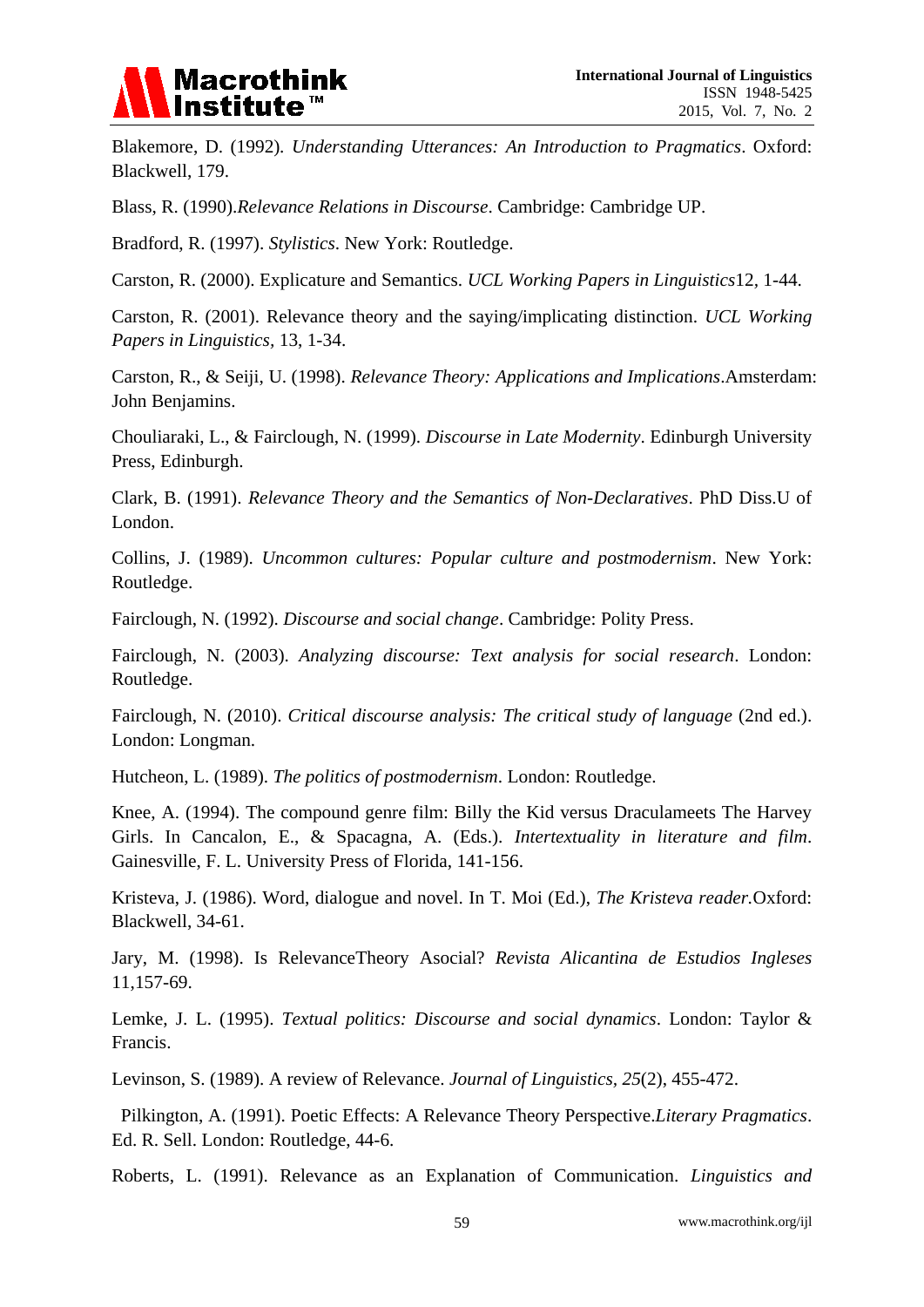Blakemore, D. (1992). *Understanding Utterances: An Introduction to Pragmatics*. Oxford: Blackwell, 179.

Blass, R. (1990).*Relevance Relations in Discourse*. Cambridge: Cambridge UP.

Bradford, R. (1997). *Stylistics*. New York: Routledge.

Carston, R. (2000). Explicature and Semantics. *UCL Working Papers in Linguistics*12, 1-44.

Carston, R. (2001). Relevance theory and the saying/implicating distinction. *UCL Working Papers in Linguistics*, 13, 1-34.

Carston, R., & Seiji, U. (1998). *Relevance Theory: Applications and Implications*.Amsterdam: John Benjamins.

Chouliaraki, L., & Fairclough, N. (1999). *Discourse in Late Modernity*. Edinburgh University Press, Edinburgh.

Clark, B. (1991). *Relevance Theory and the Semantics of Non-Declaratives*. PhD Diss.U of London.

Collins, J. (1989). *Uncommon cultures: Popular culture and postmodernism*. New York: Routledge.

Fairclough, N. (1992). *Discourse and social change*. Cambridge: Polity Press.

Fairclough, N. (2003). *Analyzing discourse: Text analysis for social research*. London: Routledge.

Fairclough, N. (2010). *Critical discourse analysis: The critical study of language* (2nd ed.). London: Longman.

Hutcheon, L. (1989). *The politics of postmodernism*. London: Routledge.

Knee, A. (1994). The compound genre film: Billy the Kid versus Draculameets The Harvey Girls. In Cancalon, E., & Spacagna, A. (Eds.). *Intertextuality in literature and film*. Gainesville, F. L. University Press of Florida, 141-156.

Kristeva, J. (1986). Word, dialogue and novel. In T. Moi (Ed.), *The Kristeva reader.*Oxford: Blackwell, 34-61.

Jary, M. (1998). Is RelevanceTheory Asocial? *Revista Alicantina de Estudios Ingleses* 11,157-69.

Lemke, J. L. (1995). *Textual politics: Discourse and social dynamics*. London: Taylor & Francis.

Levinson, S. (1989). A review of Relevance. *Journal of Linguistics, 25*(2), 455-472.

Pilkington, A. (1991). Poetic Effects: A Relevance Theory Perspective.*Literary Pragmatics*. Ed. R. Sell. London: Routledge, 44-6.

Roberts, L. (1991). Relevance as an Explanation of Communication. *Linguistics and*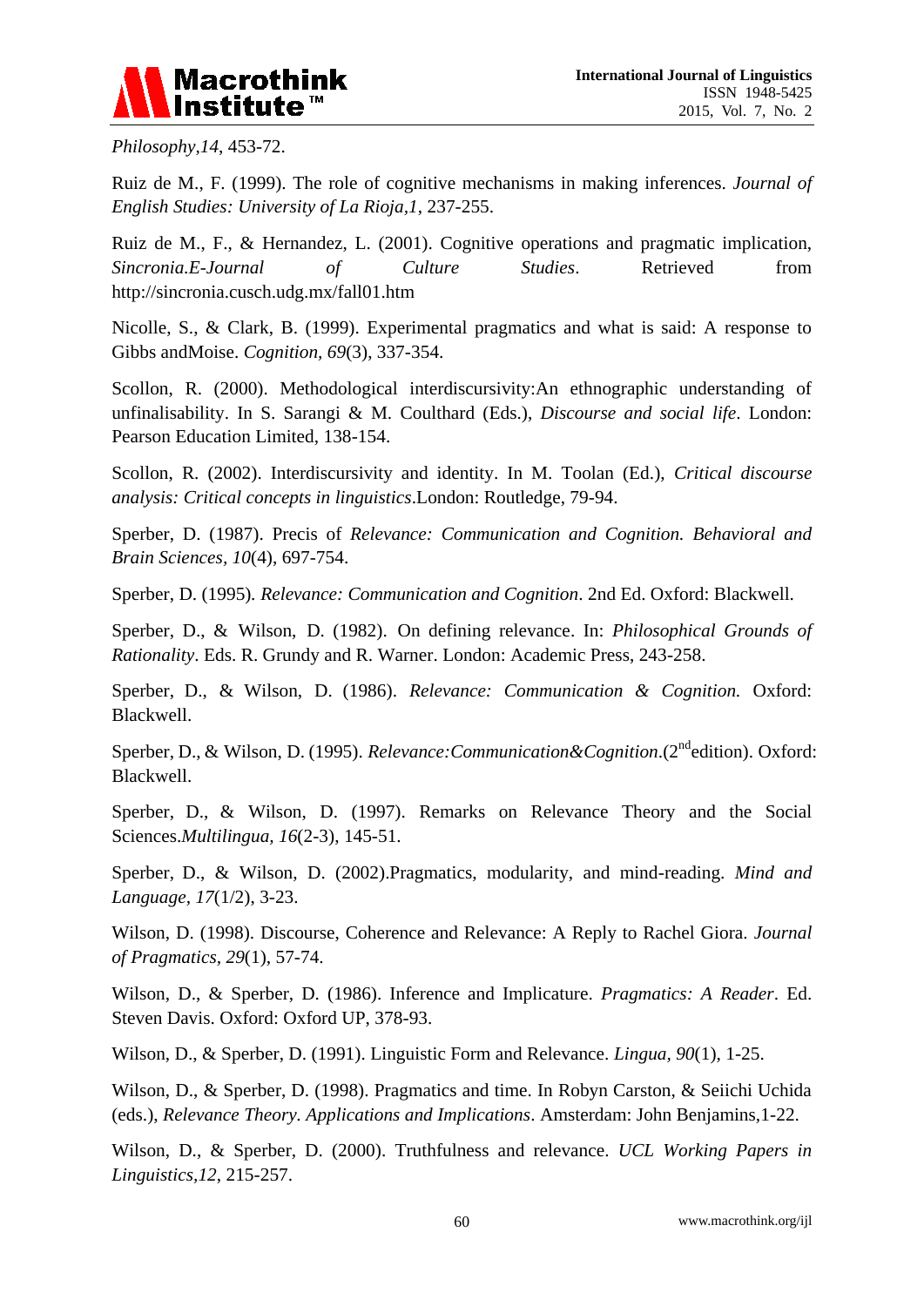*Philosophy,14*, 453-72.

Ruiz de M., F. (1999). The role of cognitive mechanisms in making inferences. *Journal of English Studies: University of La Rioja,1*, 237-255.

Ruiz de M., F., & Hernandez, L. (2001). Cognitive operations and pragmatic implication, *Sincronia.E-Journal of Culture Studies*. Retrieved from http://sincronia.cusch.udg.mx/fall01.htm

Nicolle, S., & Clark, B. (1999). Experimental pragmatics and what is said: A response to Gibbs andMoise. *Cognition, 69*(3), 337-354.

Scollon, R. (2000). Methodological interdiscursivity:An ethnographic understanding of unfinalisability. In S. Sarangi & M. Coulthard (Eds.), *Discourse and social life*. London: Pearson Education Limited, 138-154.

Scollon, R. (2002). Interdiscursivity and identity. In M. Toolan (Ed.), *Critical discourse analysis: Critical concepts in linguistics*.London: Routledge, 79-94.

Sperber, D. (1987). Precis of *Relevance: Communication and Cognition. Behavioral and Brain Sciences, 10*(4), 697-754.

Sperber, D. (1995). *Relevance: Communication and Cognition*. 2nd Ed. Oxford: Blackwell.

Sperber, D., & Wilson, D. (1982). On defining relevance. In: *Philosophical Grounds of Rationality*. Eds. R. Grundy and R. Warner. London: Academic Press, 243-258.

Sperber, D., & Wilson, D. (1986). *Relevance: Communication & Cognition.* Oxford: Blackwell.

Sperber, D., & Wilson, D. (1995). *Relevance:Communication&Cognition*.(2nd edition). Oxford: Blackwell.

Sperber, D., & Wilson, D. (1997). Remarks on Relevance Theory and the Social Sciences.*Multilingua, 16*(2-3), 145-51.

Sperber, D., & Wilson, D. (2002).Pragmatics, modularity, and mind-reading. *Mind and Language, 17*(1/2), 3-23.

Wilson, D. (1998). Discourse, Coherence and Relevance: A Reply to Rachel Giora. *Journal of Pragmatics, 29*(1), 57-74.

Wilson, D., & Sperber, D. (1986). Inference and Implicature. *Pragmatics: A Reader*. Ed. Steven Davis. Oxford: Oxford UP, 378-93.

Wilson, D., & Sperber, D. (1991). Linguistic Form and Relevance. *Lingua, 90*(1), 1-25.

Wilson, D., & Sperber, D. (1998). Pragmatics and time. In Robyn Carston, & Seiichi Uchida (eds.), *Relevance Theory. Applications and Implications*. Amsterdam: John Benjamins,1-22.

Wilson, D., & Sperber, D. (2000). Truthfulness and relevance. *UCL Working Papers in Linguistics,12*, 215-257.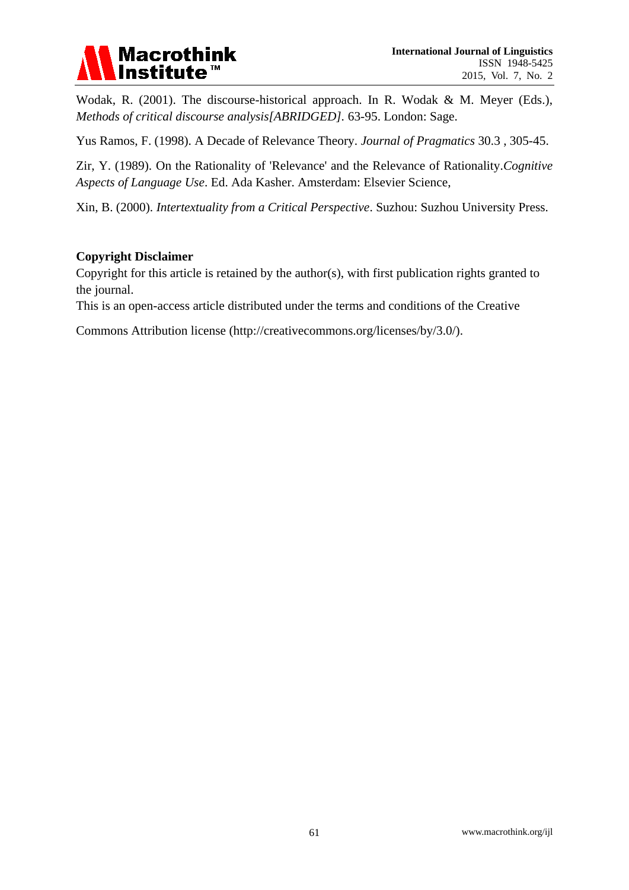Wodak, R. (2001). The discourse-historical approach. In R. Wodak & M. Meyer (Eds.), *Methods of critical discourse analysis[ABRIDGED]*. 63-95. London: Sage.

Yus Ramos, F. (1998). A Decade of Relevance Theory. *Journal of Pragmatics* 30.3 , 305-45.

Zir, Y. (1989). On the Rationality of 'Relevance' and the Relevance of Rationality.*Cognitive Aspects of Language Use*. Ed. Ada Kasher. Amsterdam: Elsevier Science,

Xin, B. (2000). *Intertextuality from a Critical Perspective*. Suzhou: Suzhou University Press.

**Copyright Disclaimer**

Copyright for this article is retained by the author(s), with first publication rights granted to the journal.

This is an open-access article distributed under the terms and conditions of the Creative Commons Attribution license (http://creativecommons.org/licenses/by/3.0/).